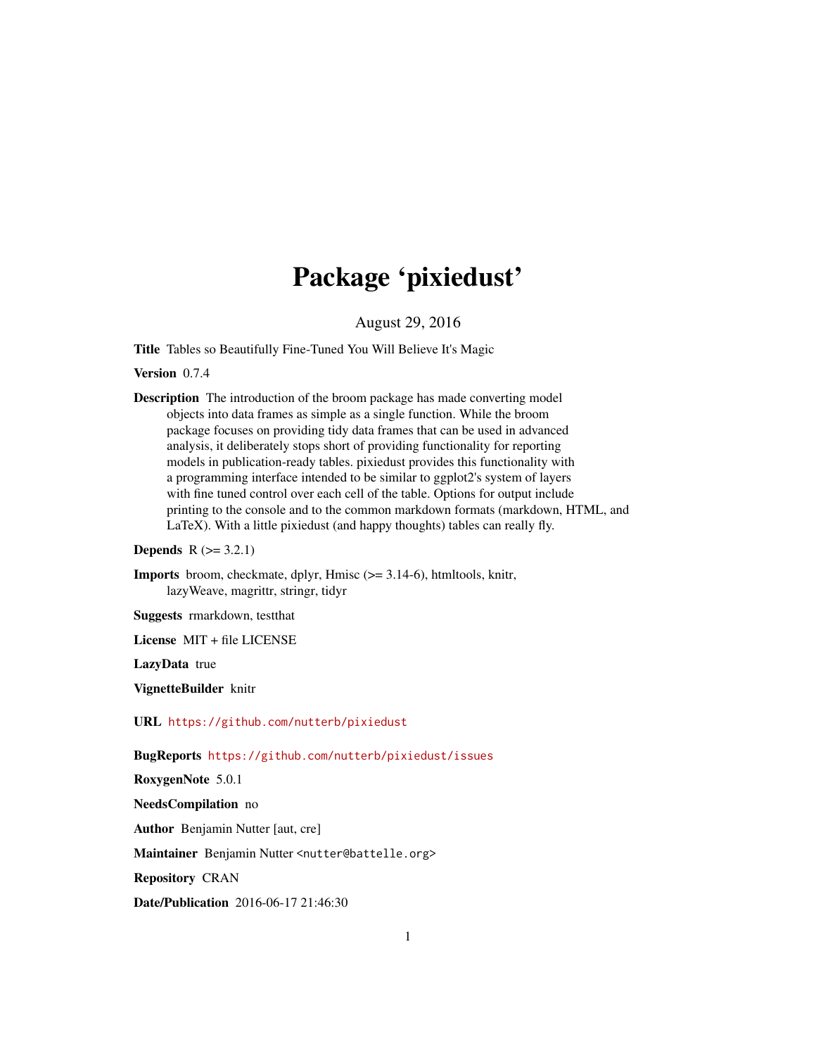# Package 'pixiedust'

August 29, 2016

**Title** Tables so Beautifully Fine-Tuned You Will Believe It's Magic

**Version** 0.7.4

**Description** The introduction of the broom package has made converting model objects into data frames as simple as a single function. While the broom package focuses on providing tidy data frames that can be used in advanced analysis, it deliberately stops short of providing functionality for reporting models in publication-ready tables. pixiedust provides this functionality with a programming interface intended to be similar to ggplot2's system of layers with fine tuned control over each cell of the table. Options for output include printing to the console and to the common markdown formats (markdown, HTML, and LaTeX). With a little pixiedust (and happy thoughts) tables can really fly.

**Depends** R (>= 3.2.1)

**Imports** broom, checkmate, dplyr, Hmisc (>= 3.14-6), htmltools, knitr, lazyWeave, magrittr, stringr, tidyr

**Suggests** rmarkdown, testthat

**License** MIT + file LICENSE

**LazyData** true

**VignetteBuilder** knitr

**URL** https://github.com/nutterb/pixiedust

**BugReports** https://github.com/nutterb/pixiedust/issues

**RoxygenNote** 5.0.1

**NeedsCompilation** no

**Author** Benjamin Nutter [aut, cre]

**Maintainer** Benjamin Nutter <nutter@battelle.org>

**Repository** CRAN

**Date/Publication** 2016-06-17 21:46:30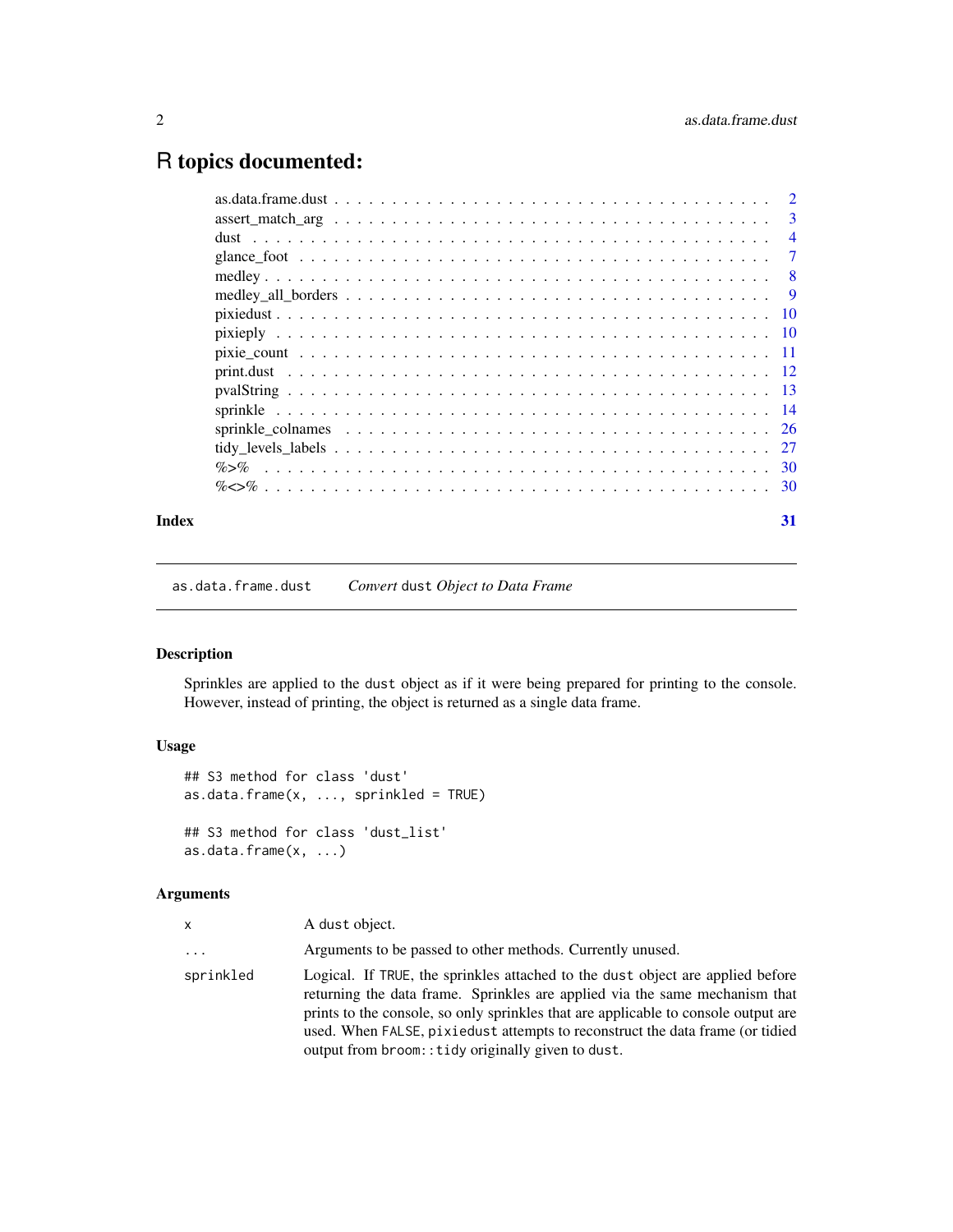# R topics documented:

| | |
|---|---|
| as.data.frame.dust | 2 |
| assert_match_arg | 3 |
| dust | 4 |
| glance_foot | 7 |
| medley | 8 |
| medley_all_borders | 9 |
| pixiedust | 10 |
| pixieply | 10 |
| pixie_count | 11 |
| print.dust | 12 |
| pvalString | 13 |
| sprinkle | 14 |
| sprinkle_colnames | 26 |
| tidy_levels_labels | 27 |
| %>% | 30 |
| %<>% | 30 |
| **Index** | **31** |

---

`as.data.frame.dust` *Convert* `dust` *Object to Data Frame*

---

## Description

Sprinkles are applied to the `dust` object as if it were being prepared for printing to the console. However, instead of printing, the object is returned as a single data frame.

## Usage

```
## S3 method for class 'dust'
as.data.frame(x, ..., sprinkled = TRUE)

## S3 method for class 'dust_list'
as.data.frame(x, ...)
```

## Arguments

| | |
|---|---|
| `x` | A `dust` object. |
| `...` | Arguments to be passed to other methods. Currently unused. |
| `sprinkled` | Logical. If `TRUE`, the sprinkles attached to the `dust` object are applied before returning the data frame. Sprinkles are applied via the same mechanism that prints to the console, so only sprinkles that are applicable to console output are used. When `FALSE`, `pixiedust` attempts to reconstruct the data frame (or tidied output from `broom::tidy` originally given to `dust`. |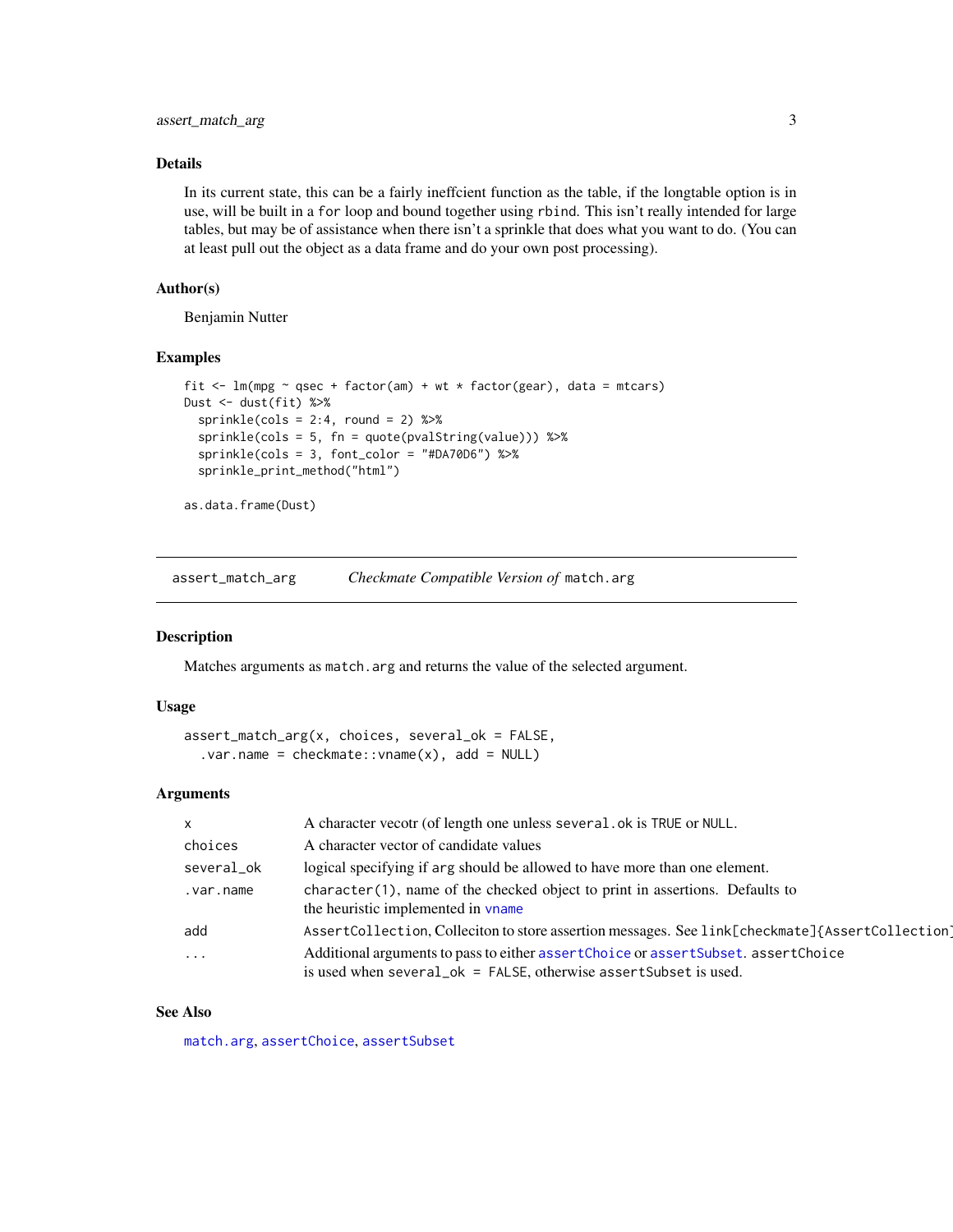## Details

In its current state, this can be a fairly ineffcient function as the table, if the longtable option is in use, will be built in a `for` loop and bound together using `rbind`. This isn't really intended for large tables, but may be of assistance when there isn't a sprinkle that does what you want to do. (You can at least pull out the object as a data frame and do your own post processing).

## Author(s)

Benjamin Nutter

## Examples

```
fit <- lm(mpg ~ qsec + factor(am) + wt * factor(gear), data = mtcars)
Dust <- dust(fit) %>%
  sprinkle(cols = 2:4, round = 2) %>%
  sprinkle(cols = 5, fn = quote(pvalString(value))) %>%
  sprinkle(cols = 3, font_color = "#DA70D6") %>%
  sprinkle_print_method("html")

as.data.frame(Dust)
```

---

# assert_match_arg — *Checkmate Compatible Version of* `match.arg`

## Description

Matches arguments as `match.arg` and returns the value of the selected argument.

## Usage

```
assert_match_arg(x, choices, several_ok = FALSE,
  .var.name = checkmate::vname(x), add = NULL)
```

## Arguments

| | |
|---|---|
| `x` | A character vecotr (of length one unless `several.ok` is `TRUE` or `NULL`. |
| `choices` | A character vector of candidate values |
| `several_ok` | logical specifying if `arg` should be allowed to have more than one element. |
| `.var.name` | `character(1)`, name of the checked object to print in assertions. Defaults to the heuristic implemented in `vname` |
| `add` | `AssertCollection`, Colleciton to store assertion messages. See `link[checkmate]{AssertCollection}` |
| `...` | Additional arguments to pass to either `assertChoice` or `assertSubset`. `assertChoice` is used when `several_ok = FALSE`, otherwise `assertSubset` is used. |

## See Also

`match.arg`, `assertChoice`, `assertSubset`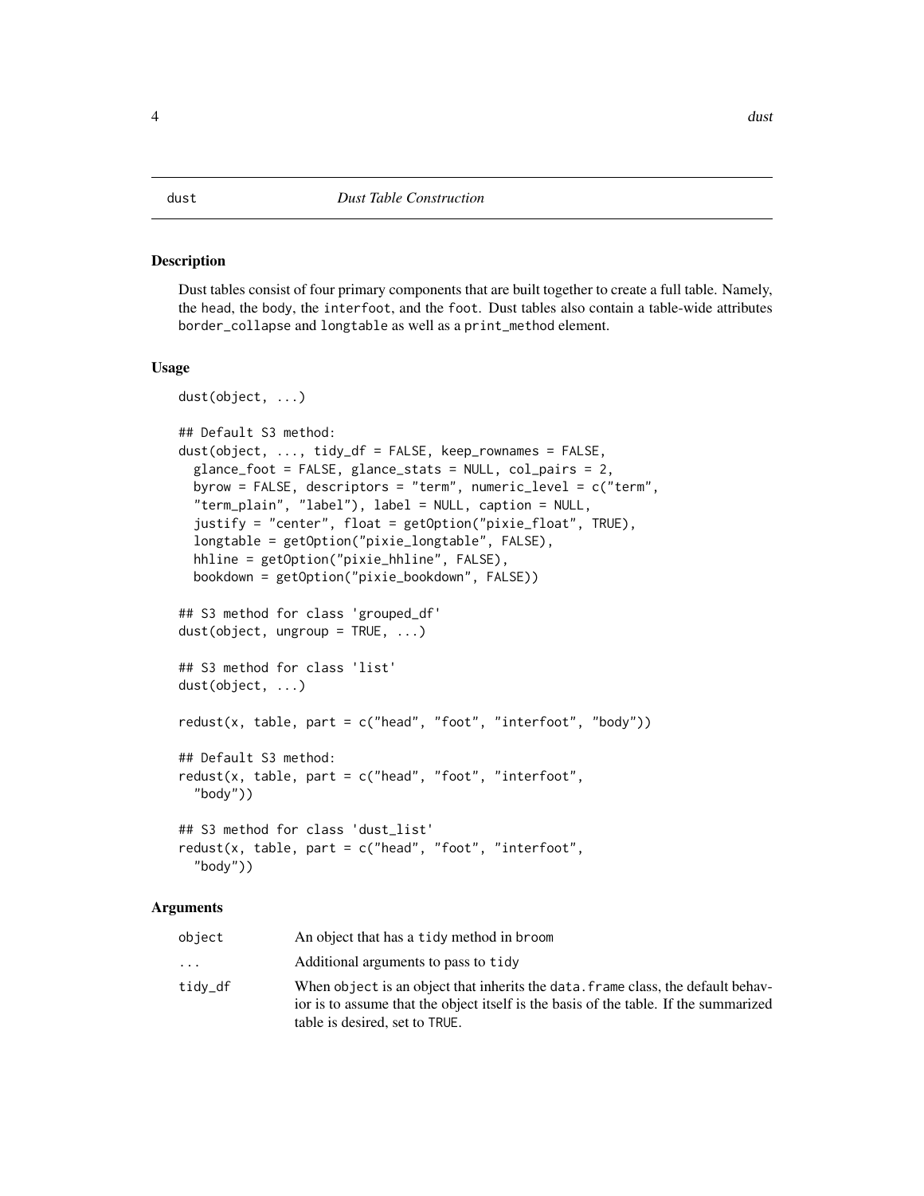dust *Dust Table Construction*

### Description

Dust tables consist of four primary components that are built together to create a full table. Namely, the head, the body, the interfoot, and the foot. Dust tables also contain a table-wide attributes border_collapse and longtable as well as a print_method element.

### Usage

```
dust(object, ...)

## Default S3 method:
dust(object, ..., tidy_df = FALSE, keep_rownames = FALSE,
  glance_foot = FALSE, glance_stats = NULL, col_pairs = 2,
  byrow = FALSE, descriptors = "term", numeric_level = c("term",
  "term_plain", "label"), label = NULL, caption = NULL,
  justify = "center", float = getOption("pixie_float", TRUE),
  longtable = getOption("pixie_longtable", FALSE),
  hhline = getOption("pixie_hhline", FALSE),
  bookdown = getOption("pixie_bookdown", FALSE))

## S3 method for class 'grouped_df'
dust(object, ungroup = TRUE, ...)

## S3 method for class 'list'
dust(object, ...)

redust(x, table, part = c("head", "foot", "interfoot", "body"))

## Default S3 method:
redust(x, table, part = c("head", "foot", "interfoot",
  "body"))

## S3 method for class 'dust_list'
redust(x, table, part = c("head", "foot", "interfoot",
  "body"))
```

### Arguments

| | |
|---|---|
| object | An object that has a tidy method in broom |
| ... | Additional arguments to pass to tidy |
| tidy_df | When object is an object that inherits the data.frame class, the default behavior is to assume that the object itself is the basis of the table. If the summarized table is desired, set to TRUE. |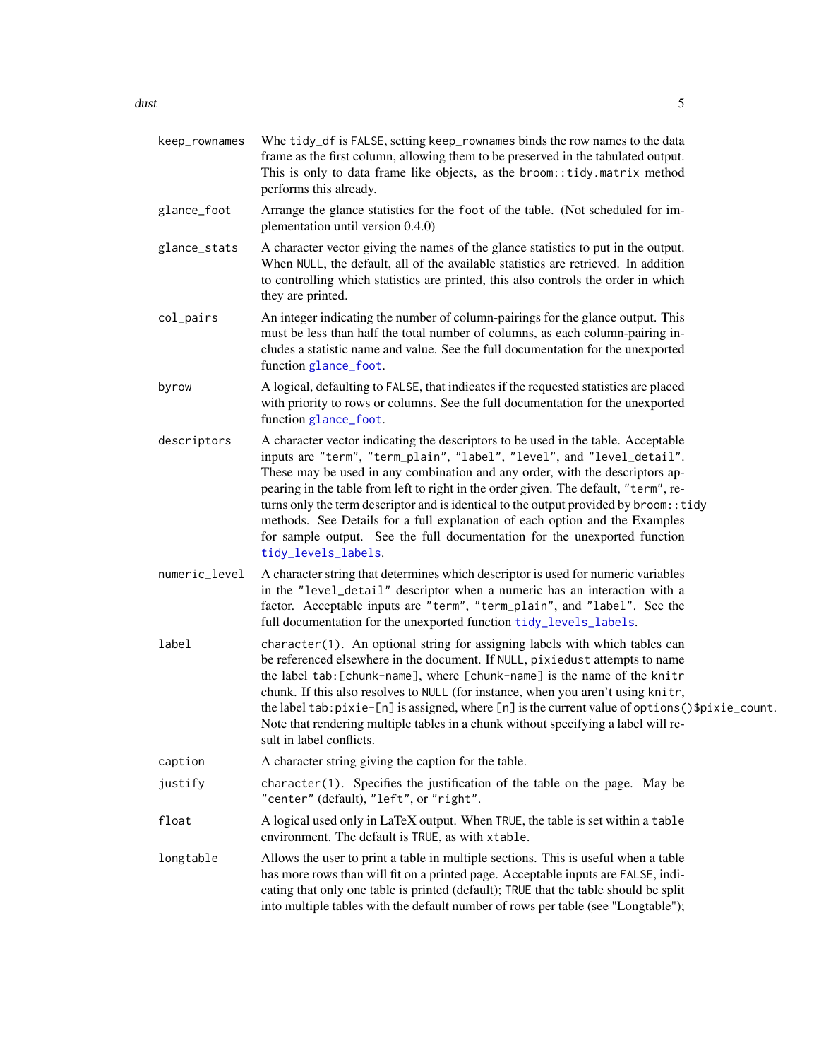`keep_rownames`
: Whe `tidy_df` is `FALSE`, setting `keep_rownames` binds the row names to the data frame as the first column, allowing them to be preserved in the tabulated output. This is only to data frame like objects, as the `broom::tidy.matrix` method performs this already.

`glance_foot`
: Arrange the glance statistics for the `foot` of the table. (Not scheduled for implementation until version 0.4.0)

`glance_stats`
: A character vector giving the names of the glance statistics to put in the output. When `NULL`, the default, all of the available statistics are retrieved. In addition to controlling which statistics are printed, this also controls the order in which they are printed.

`col_pairs`
: An integer indicating the number of column-pairings for the glance output. This must be less than half the total number of columns, as each column-pairing includes a statistic name and value. See the full documentation for the unexported function `glance_foot`.

`byrow`
: A logical, defaulting to `FALSE`, that indicates if the requested statistics are placed with priority to rows or columns. See the full documentation for the unexported function `glance_foot`.

`descriptors`
: A character vector indicating the descriptors to be used in the table. Acceptable inputs are `"term"`, `"term_plain"`, `"label"`, `"level"`, and `"level_detail"`. These may be used in any combination and any order, with the descriptors appearing in the table from left to right in the order given. The default, `"term"`, returns only the term descriptor and is identical to the output provided by `broom::tidy` methods. See Details for a full explanation of each option and the Examples for sample output. See the full documentation for the unexported function `tidy_levels_labels`.

`numeric_level`
: A character string that determines which descriptor is used for numeric variables in the `"level_detail"` descriptor when a numeric has an interaction with a factor. Acceptable inputs are `"term"`, `"term_plain"`, and `"label"`. See the full documentation for the unexported function `tidy_levels_labels`.

`label`
: `character(1)`. An optional string for assigning labels with which tables can be referenced elsewhere in the document. If `NULL`, `pixiedust` attempts to name the label `tab:[chunk-name]`, where `[chunk-name]` is the name of the `knitr` chunk. If this also resolves to `NULL` (for instance, when you aren't using `knitr`, the label `tab:pixie-[n]` is assigned, where `[n]` is the current value of `options()$pixie_count`. Note that rendering multiple tables in a chunk without specifying a label will result in label conflicts.

`caption`
: A character string giving the caption for the table.

`justify`
: `character(1)`. Specifies the justification of the table on the page. May be `"center"` (default), `"left"`, or `"right"`.

`float`
: A logical used only in LaTeX output. When `TRUE`, the table is set within a `table` environment. The default is `TRUE`, as with `xtable`.

`longtable`
: Allows the user to print a table in multiple sections. This is useful when a table has more rows than will fit on a printed page. Acceptable inputs are `FALSE`, indicating that only one table is printed (default); `TRUE` that the table should be split into multiple tables with the default number of rows per table (see "Longtable");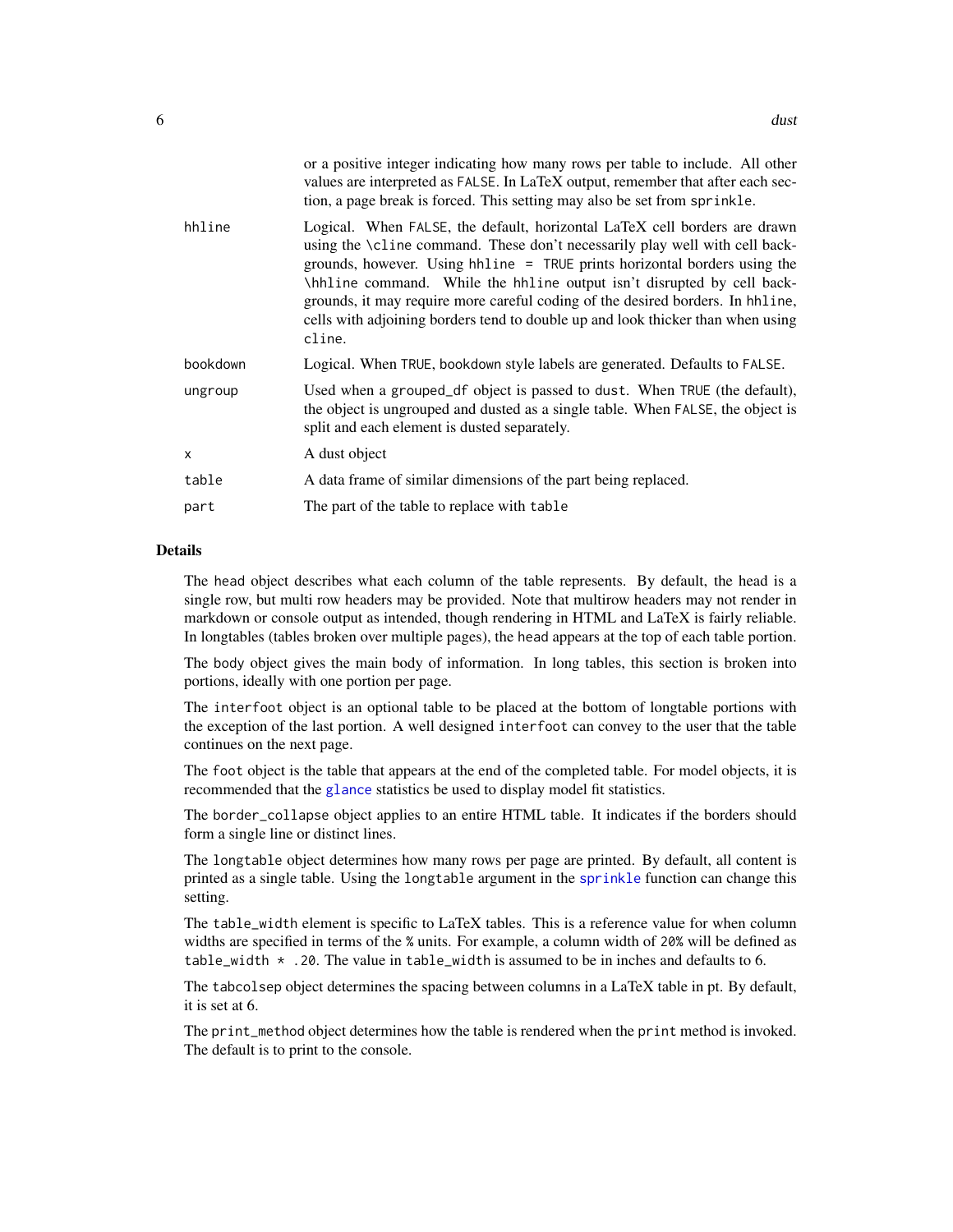| | |
|---|---|
| | or a positive integer indicating how many rows per table to include. All other values are interpreted as `FALSE`. In LaTeX output, remember that after each section, a page break is forced. This setting may also be set from `sprinkle`. |
| `hhline` | Logical. When `FALSE`, the default, horizontal LaTeX cell borders are drawn using the `\cline` command. These don't necessarily play well with cell backgrounds, however. Using `hhline = TRUE` prints horizontal borders using the `\hhline` command. While the `hhline` output isn't disrupted by cell backgrounds, it may require more careful coding of the desired borders. In `hhline`, cells with adjoining borders tend to double up and look thicker than when using `cline`. |
| `bookdown` | Logical. When `TRUE`, bookdown style labels are generated. Defaults to `FALSE`. |
| `ungroup` | Used when a `grouped_df` object is passed to `dust`. When `TRUE` (the default), the object is ungrouped and dusted as a single table. When `FALSE`, the object is split and each element is dusted separately. |
| `x` | A dust object |
| `table` | A data frame of similar dimensions of the part being replaced. |
| `part` | The part of the table to replace with `table` |

## Details

The `head` object describes what each column of the table represents. By default, the head is a single row, but multi row headers may be provided. Note that multirow headers may not render in markdown or console output as intended, though rendering in HTML and LaTeX is fairly reliable. In longtables (tables broken over multiple pages), the `head` appears at the top of each table portion.

The `body` object gives the main body of information. In long tables, this section is broken into portions, ideally with one portion per page.

The `interfoot` object is an optional table to be placed at the bottom of longtable portions with the exception of the last portion. A well designed `interfoot` can convey to the user that the table continues on the next page.

The `foot` object is the table that appears at the end of the completed table. For model objects, it is recommended that the `glance` statistics be used to display model fit statistics.

The `border_collapse` object applies to an entire HTML table. It indicates if the borders should form a single line or distinct lines.

The `longtable` object determines how many rows per page are printed. By default, all content is printed as a single table. Using the `longtable` argument in the `sprinkle` function can change this setting.

The `table_width` element is specific to LaTeX tables. This is a reference value for when column widths are specified in terms of the `%` units. For example, a column width of `20%` will be defined as `table_width * .20`. The value in `table_width` is assumed to be in inches and defaults to 6.

The `tabcolsep` object determines the spacing between columns in a LaTeX table in pt. By default, it is set at 6.

The `print_method` object determines how the table is rendered when the `print` method is invoked. The default is to print to the console.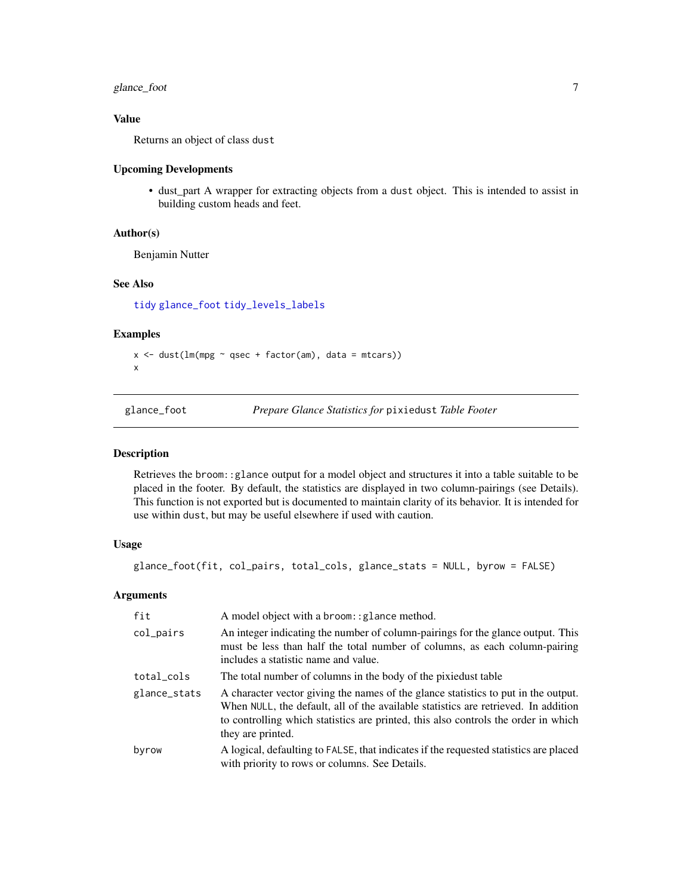### Value

Returns an object of class `dust`

### Upcoming Developments

- dust_part A wrapper for extracting objects from a `dust` object. This is intended to assist in building custom heads and feet.

### Author(s)

Benjamin Nutter

### See Also

`tidy` `glance_foot` `tidy_levels_labels`

### Examples

```
x <- dust(lm(mpg ~ qsec + factor(am), data = mtcars))
x
```

---

## glance_foot — *Prepare Glance Statistics for* `pixiedust` *Table Footer*

---

### Description

Retrieves the `broom::glance` output for a model object and structures it into a table suitable to be placed in the footer. By default, the statistics are displayed in two column-pairings (see Details). This function is not exported but is documented to maintain clarity of its behavior. It is intended for use within `dust`, but may be useful elsewhere if used with caution.

### Usage

```
glance_foot(fit, col_pairs, total_cols, glance_stats = NULL, byrow = FALSE)
```

### Arguments

| | |
|---|---|
| `fit` | A model object with a `broom::glance` method. |
| `col_pairs` | An integer indicating the number of column-pairings for the glance output. This must be less than half the total number of columns, as each column-pairing includes a statistic name and value. |
| `total_cols` | The total number of columns in the body of the pixiedust table |
| `glance_stats` | A character vector giving the names of the glance statistics to put in the output. When `NULL`, the default, all of the available statistics are retrieved. In addition to controlling which statistics are printed, this also controls the order in which they are printed. |
| `byrow` | A logical, defaulting to `FALSE`, that indicates if the requested statistics are placed with priority to rows or columns. See Details. |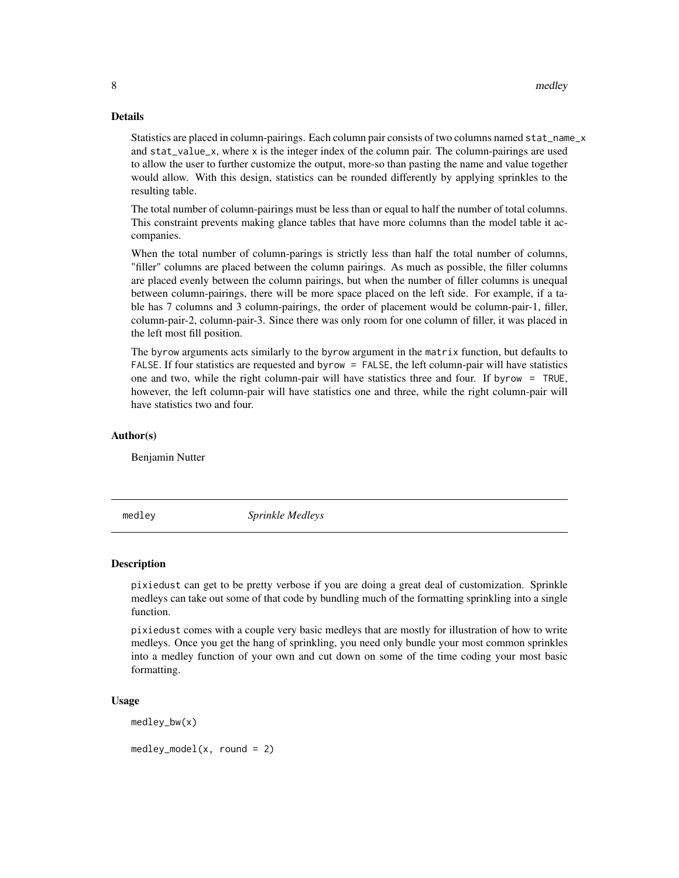### Details

Statistics are placed in column-pairings. Each column pair consists of two columns named `stat_name_x` and `stat_value_x`, where `x` is the integer index of the column pair. The column-pairings are used to allow the user to further customize the output, more-so than pasting the name and value together would allow. With this design, statistics can be rounded differently by applying sprinkles to the resulting table.

The total number of column-pairings must be less than or equal to half the number of total columns. This constraint prevents making glance tables that have more columns than the model table it accompanies.

When the total number of column-parings is strictly less than half the total number of columns, "filler" columns are placed between the column pairings. As much as possible, the filler columns are placed evenly between the column pairings, but when the number of filler columns is unequal between column-pairings, there will be more space placed on the left side. For example, if a table has 7 columns and 3 column-pairings, the order of placement would be column-pair-1, filler, column-pair-2, column-pair-3. Since there was only room for one column of filler, it was placed in the left most fill position.

The `byrow` arguments acts similarly to the `byrow` argument in the `matrix` function, but defaults to `FALSE`. If four statistics are requested and `byrow = FALSE`, the left column-pair will have statistics one and two, while the right column-pair will have statistics three and four. If `byrow = TRUE`, however, the left column-pair will have statistics one and three, while the right column-pair will have statistics two and four.

### Author(s)

Benjamin Nutter

---

## medley — *Sprinkle Medleys*

---

### Description

`pixiedust` can get to be pretty verbose if you are doing a great deal of customization. Sprinkle medleys can take out some of that code by bundling much of the formatting sprinkling into a single function.

`pixiedust` comes with a couple very basic medleys that are mostly for illustration of how to write medleys. Once you get the hang of sprinkling, you need only bundle your most common sprinkles into a medley function of your own and cut down on some of the time coding your most basic formatting.

### Usage

```
medley_bw(x)

medley_model(x, round = 2)
```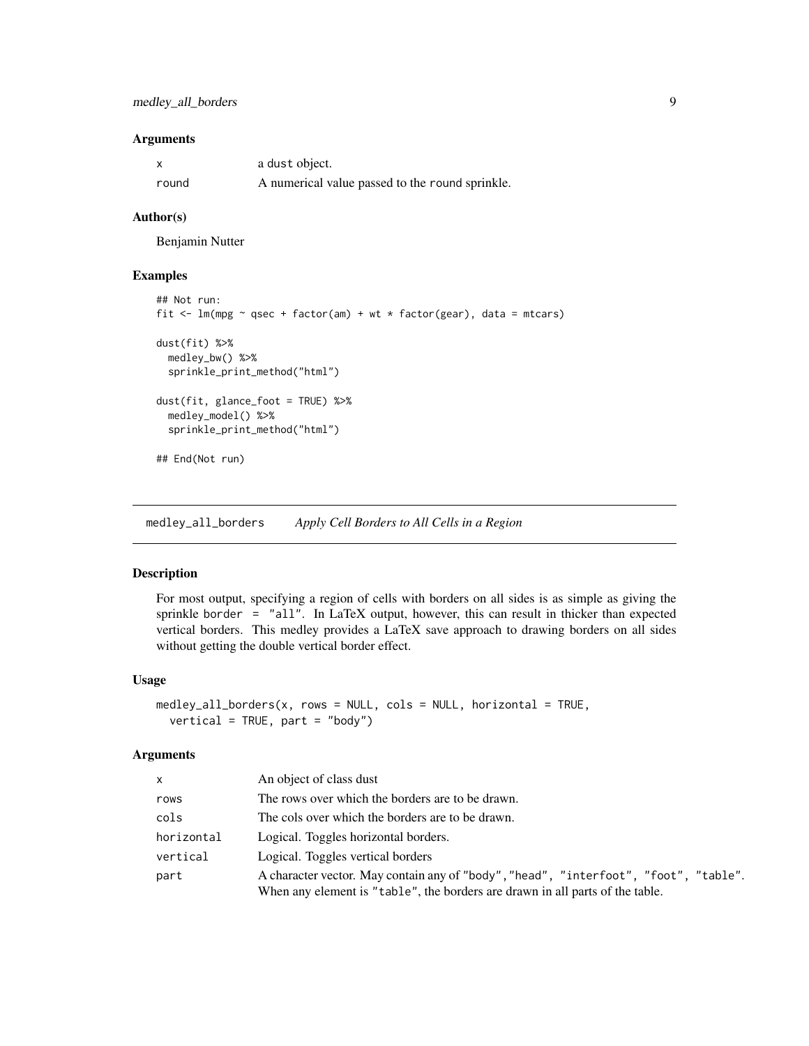## Arguments

| | |
|---|---|
| x | a dust object. |
| round | A numerical value passed to the round sprinkle. |

## Author(s)

Benjamin Nutter

## Examples

```
## Not run:
fit <- lm(mpg ~ qsec + factor(am) + wt * factor(gear), data = mtcars)

dust(fit) %>%
  medley_bw() %>%
  sprinkle_print_method("html")

dust(fit, glance_foot = TRUE) %>%
  medley_model() %>%
  sprinkle_print_method("html")

## End(Not run)
```

---

# medley_all_borders *Apply Cell Borders to All Cells in a Region*

---

## Description

For most output, specifying a region of cells with borders on all sides is as simple as giving the sprinkle border = "all". In LaTeX output, however, this can result in thicker than expected vertical borders. This medley provides a LaTeX save approach to drawing borders on all sides without getting the double vertical border effect.

## Usage

```
medley_all_borders(x, rows = NULL, cols = NULL, horizontal = TRUE,
  vertical = TRUE, part = "body")
```

## Arguments

| | |
|---|---|
| x | An object of class dust |
| rows | The rows over which the borders are to be drawn. |
| cols | The cols over which the borders are to be drawn. |
| horizontal | Logical. Toggles horizontal borders. |
| vertical | Logical. Toggles vertical borders |
| part | A character vector. May contain any of "body","head", "interfoot", "foot", "table". When any element is "table", the borders are drawn in all parts of the table. |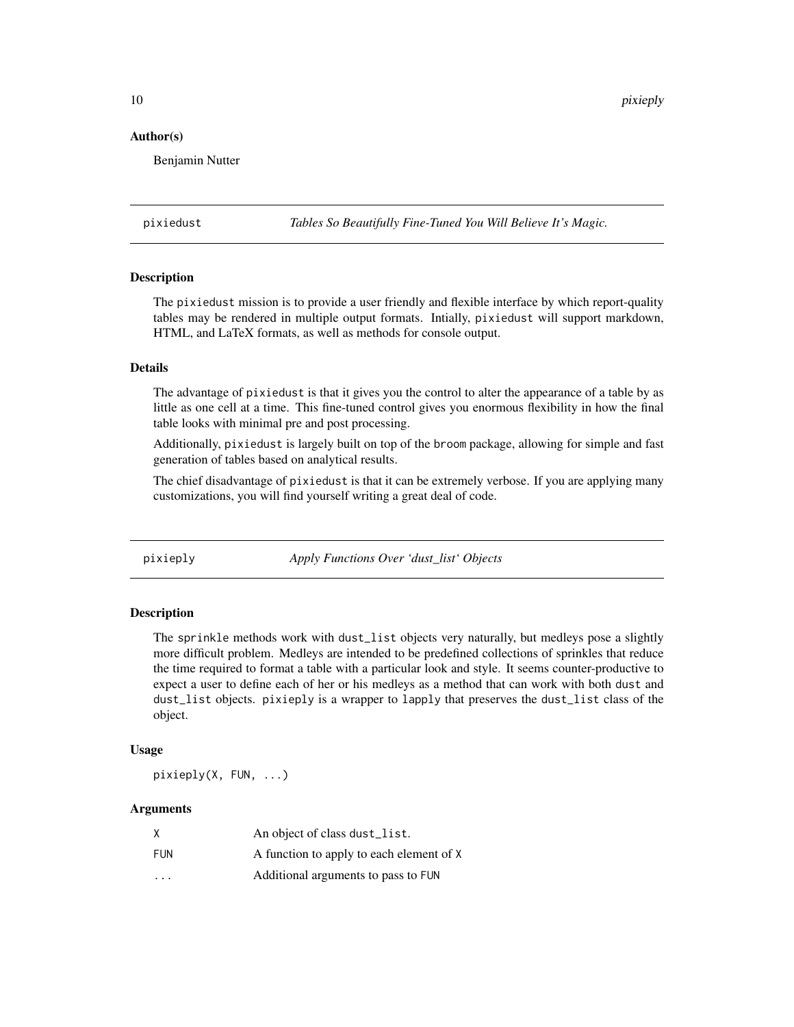### Author(s)

Benjamin Nutter

## pixiedust — *Tables So Beautifully Fine-Tuned You Will Believe It's Magic.*

### Description

The pixiedust mission is to provide a user friendly and flexible interface by which report-quality tables may be rendered in multiple output formats. Intially, pixiedust will support markdown, HTML, and LaTeX formats, as well as methods for console output.

### Details

The advantage of pixiedust is that it gives you the control to alter the appearance of a table by as little as one cell at a time. This fine-tuned control gives you enormous flexibility in how the final table looks with minimal pre and post processing.

Additionally, pixiedust is largely built on top of the broom package, allowing for simple and fast generation of tables based on analytical results.

The chief disadvantage of pixiedust is that it can be extremely verbose. If you are applying many customizations, you will find yourself writing a great deal of code.

## pixieply — *Apply Functions Over 'dust_list' Objects*

### Description

The sprinkle methods work with dust_list objects very naturally, but medleys pose a slightly more difficult problem. Medleys are intended to be predefined collections of sprinkles that reduce the time required to format a table with a particular look and style. It seems counter-productive to expect a user to define each of her or his medleys as a method that can work with both dust and dust_list objects. pixieply is a wrapper to lapply that preserves the dust_list class of the object.

### Usage

```
pixieply(X, FUN, ...)
```

### Arguments

| | |
|---|---|
| X | An object of class dust_list. |
| FUN | A function to apply to each element of X |
| ... | Additional arguments to pass to FUN |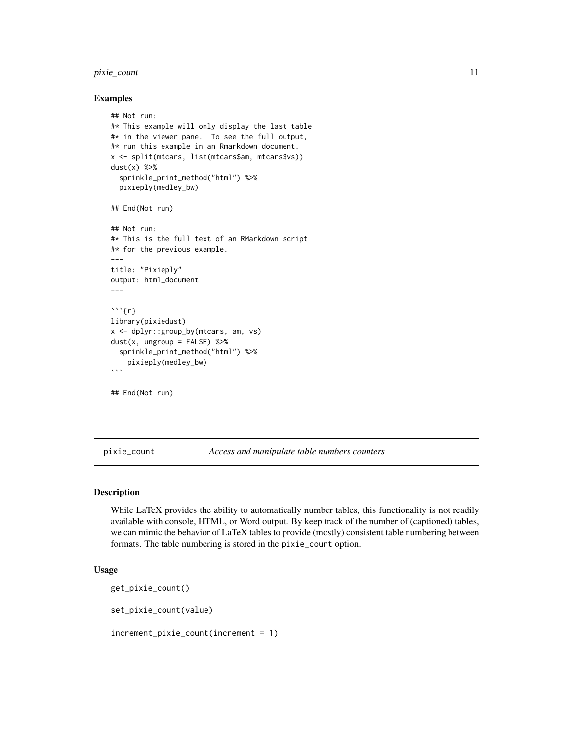### Examples

```
## Not run:
#* This example will only display the last table
#* in the viewer pane.  To see the full output,
#* run this example in an Rmarkdown document.
x <- split(mtcars, list(mtcars$am, mtcars$vs))
dust(x) %>%
  sprinkle_print_method("html") %>%
  pixieply(medley_bw)

## End(Not run)

## Not run:
#* This is the full text of an RMarkdown script
#* for the previous example.
---
title: "Pixieply"
output: html_document
---

```{r}
library(pixiedust)
x <- dplyr::group_by(mtcars, am, vs)
dust(x, ungroup = FALSE) %>%
  sprinkle_print_method("html") %>%
    pixieply(medley_bw)
```

## End(Not run)
```

---

## pixie_count — *Access and manipulate table numbers counters*

### Description

While LaTeX provides the ability to automatically number tables, this functionality is not readily available with console, HTML, or Word output. By keep track of the number of (captioned) tables, we can mimic the behavior of LaTeX tables to provide (mostly) consistent table numbering between formats. The table numbering is stored in the `pixie_count` option.

### Usage

```
get_pixie_count()

set_pixie_count(value)

increment_pixie_count(increment = 1)
```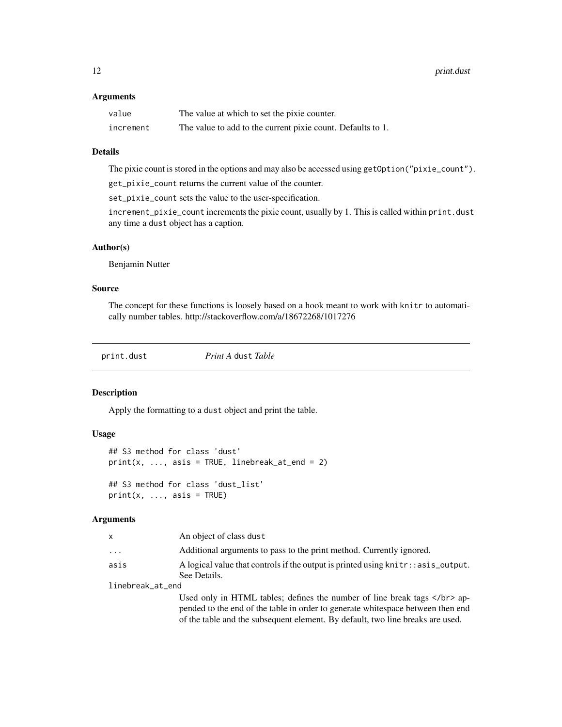### Arguments

| | |
|---|---|
| `value` | The value at which to set the pixie counter. |
| `increment` | The value to add to the current pixie count. Defaults to 1. |

### Details

The pixie count is stored in the options and may also be accessed using `getOption("pixie_count")`.

`get_pixie_count` returns the current value of the counter.

`set_pixie_count` sets the value to the user-specification.

`increment_pixie_count` increments the pixie count, usually by 1. This is called within `print.dust` any time a `dust` object has a caption.

### Author(s)

Benjamin Nutter

### Source

The concept for these functions is loosely based on a hook meant to work with `knitr` to automatically number tables. http://stackoverflow.com/a/18672268/1017276

---

## `print.dust` *Print A* `dust` *Table*

---

### Description

Apply the formatting to a `dust` object and print the table.

### Usage

```
## S3 method for class 'dust'
print(x, ..., asis = TRUE, linebreak_at_end = 2)

## S3 method for class 'dust_list'
print(x, ..., asis = TRUE)
```

### Arguments

| | |
|---|---|
| `x` | An object of class `dust` |
| `...` | Additional arguments to pass to the print method. Currently ignored. |
| `asis` | A logical value that controls if the output is printed using `knitr::asis_output`. See Details. |
| `linebreak_at_end` | Used only in HTML tables; defines the number of line break tags `</br>` appended to the end of the table in order to generate whitespace between then end of the table and the subsequent element. By default, two line breaks are used. |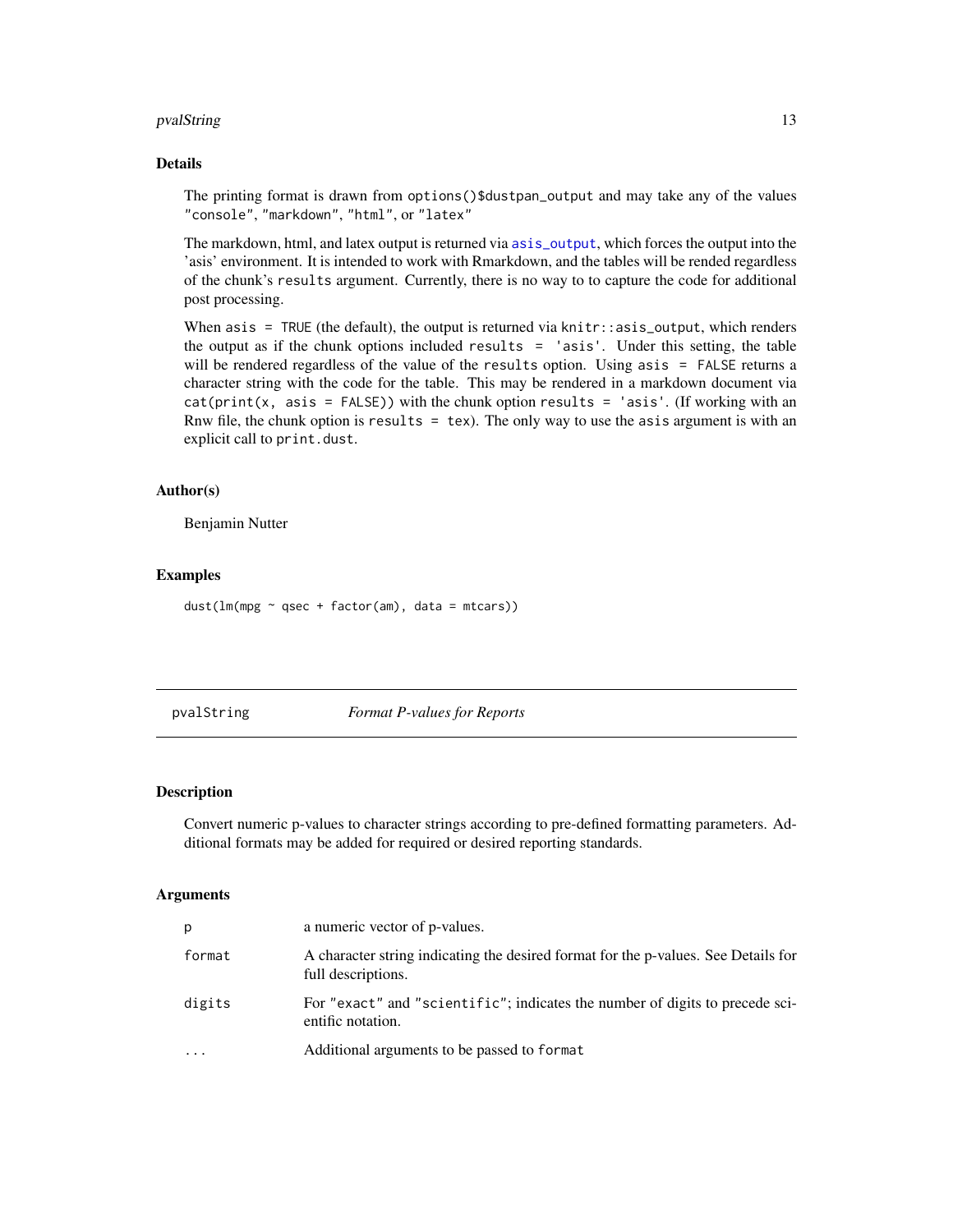### Details

The printing format is drawn from `options()$dustpan_output` and may take any of the values `"console"`, `"markdown"`, `"html"`, or `"latex"`

The markdown, html, and latex output is returned via `asis_output`, which forces the output into the 'asis' environment. It is intended to work with Rmarkdown, and the tables will be rended regardless of the chunk's `results` argument. Currently, there is no way to to capture the code for additional post processing.

When `asis = TRUE` (the default), the output is returned via `knitr::asis_output`, which renders the output as if the chunk options included `results = 'asis'`. Under this setting, the table will be rendered regardless of the value of the `results` option. Using `asis = FALSE` returns a character string with the code for the table. This may be rendered in a markdown document via `cat(print(x, asis = FALSE))` with the chunk option `results = 'asis'`. (If working with an Rnw file, the chunk option is `results = tex`). The only way to use the `asis` argument is with an explicit call to `print.dust`.

### Author(s)

Benjamin Nutter

### Examples

```
dust(lm(mpg ~ qsec + factor(am), data = mtcars))
```

---

## pvalString — *Format P-values for Reports*

### Description

Convert numeric p-values to character strings according to pre-defined formatting parameters. Additional formats may be added for required or desired reporting standards.

### Arguments

| | |
|---|---|
| `p` | a numeric vector of p-values. |
| `format` | A character string indicating the desired format for the p-values. See Details for full descriptions. |
| `digits` | For `"exact"` and `"scientific"`; indicates the number of digits to precede scientific notation. |
| `...` | Additional arguments to be passed to `format` |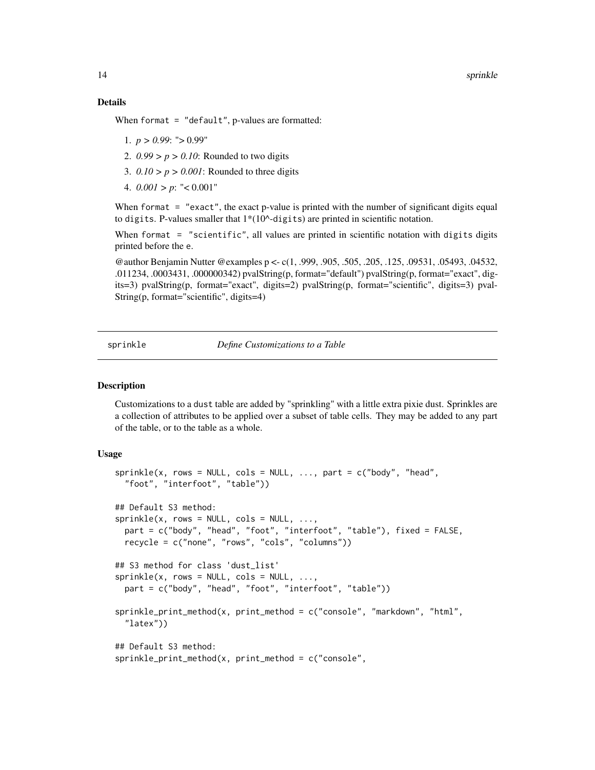### Details

When `format = "default"`, p-values are formatted:

1. *p > 0.99*: "> 0.99"
2. *0.99 > p > 0.10*: Rounded to two digits
3. *0.10 > p > 0.001*: Rounded to three digits
4. *0.001 > p*: "< 0.001"

When `format = "exact"`, the exact p-value is printed with the number of significant digits equal to `digits`. P-values smaller that 1*(10^-`digits`) are printed in scientific notation.

When `format = "scientific"`, all values are printed in scientific notation with `digits` digits printed before the `e`.

@author Benjamin Nutter @examples p <- c(1, .999, .905, .505, .205, .125, .09531, .05493, .04532, .011234, .0003431, .000000342) pvalString(p, format="default") pvalString(p, format="exact", digits=3) pvalString(p, format="exact", digits=2) pvalString(p, format="scientific", digits=3) pvalString(p, format="scientific", digits=4)

---

## sprinkle — *Define Customizations to a Table*

### Description

Customizations to a `dust` table are added by "sprinkling" with a little extra pixie dust. Sprinkles are a collection of attributes to be applied over a subset of table cells. They may be added to any part of the table, or to the table as a whole.

### Usage

```
sprinkle(x, rows = NULL, cols = NULL, ..., part = c("body", "head",
  "foot", "interfoot", "table"))

## Default S3 method:
sprinkle(x, rows = NULL, cols = NULL, ...,
  part = c("body", "head", "foot", "interfoot", "table"), fixed = FALSE,
  recycle = c("none", "rows", "cols", "columns"))

## S3 method for class 'dust_list'
sprinkle(x, rows = NULL, cols = NULL, ...,
  part = c("body", "head", "foot", "interfoot", "table"))

sprinkle_print_method(x, print_method = c("console", "markdown", "html",
  "latex"))

## Default S3 method:
sprinkle_print_method(x, print_method = c("console",
```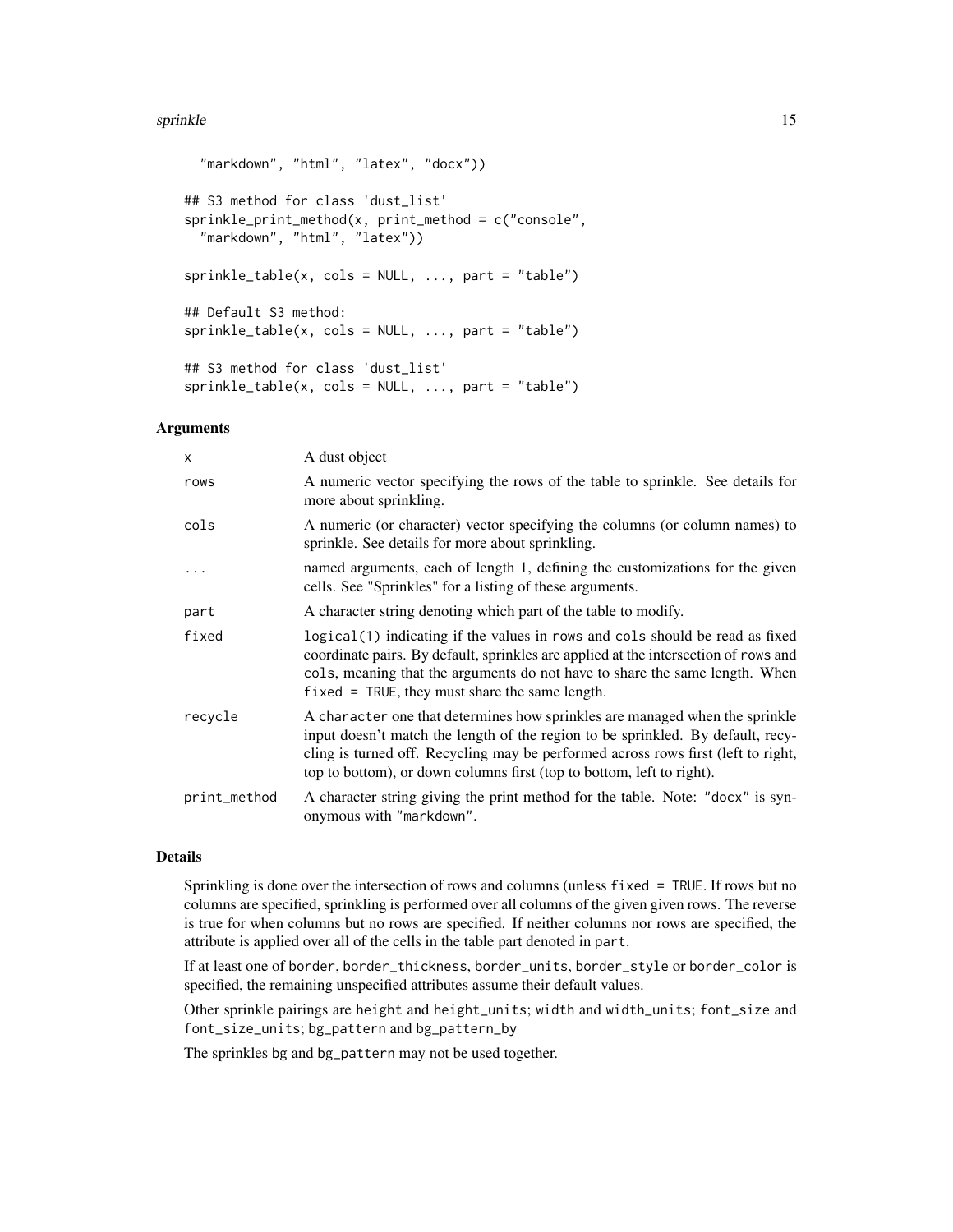```
  "markdown", "html", "latex", "docx"))

## S3 method for class 'dust_list'
sprinkle_print_method(x, print_method = c("console",
  "markdown", "html", "latex"))

sprinkle_table(x, cols = NULL, ..., part = "table")

## Default S3 method:
sprinkle_table(x, cols = NULL, ..., part = "table")

## S3 method for class 'dust_list'
sprinkle_table(x, cols = NULL, ..., part = "table")
```

## Arguments

| | |
|---|---|
| x | A dust object |
| rows | A numeric vector specifying the rows of the table to sprinkle. See details for more about sprinkling. |
| cols | A numeric (or character) vector specifying the columns (or column names) to sprinkle. See details for more about sprinkling. |
| ... | named arguments, each of length 1, defining the customizations for the given cells. See "Sprinkles" for a listing of these arguments. |
| part | A character string denoting which part of the table to modify. |
| fixed | `logical(1)` indicating if the values in `rows` and `cols` should be read as fixed coordinate pairs. By default, sprinkles are applied at the intersection of `rows` and `cols`, meaning that the arguments do not have to share the same length. When `fixed = TRUE`, they must share the same length. |
| recycle | A `character` one that determines how sprinkles are managed when the sprinkle input doesn't match the length of the region to be sprinkled. By default, recycling is turned off. Recycling may be performed across rows first (left to right, top to bottom), or down columns first (top to bottom, left to right). |
| print_method | A character string giving the print method for the table. Note: `"docx"` is synonymous with `"markdown"`. |

## Details

Sprinkling is done over the intersection of rows and columns (unless `fixed = TRUE`. If rows but no columns are specified, sprinkling is performed over all columns of the given given rows. The reverse is true for when columns but no rows are specified. If neither columns nor rows are specified, the attribute is applied over all of the cells in the table part denoted in `part`.

If at least one of `border`, `border_thickness`, `border_units`, `border_style` or `border_color` is specified, the remaining unspecified attributes assume their default values.

Other sprinkle pairings are `height` and `height_units`; `width` and `width_units`; `font_size` and `font_size_units`; `bg_pattern` and `bg_pattern_by`

The sprinkles `bg` and `bg_pattern` may not be used together.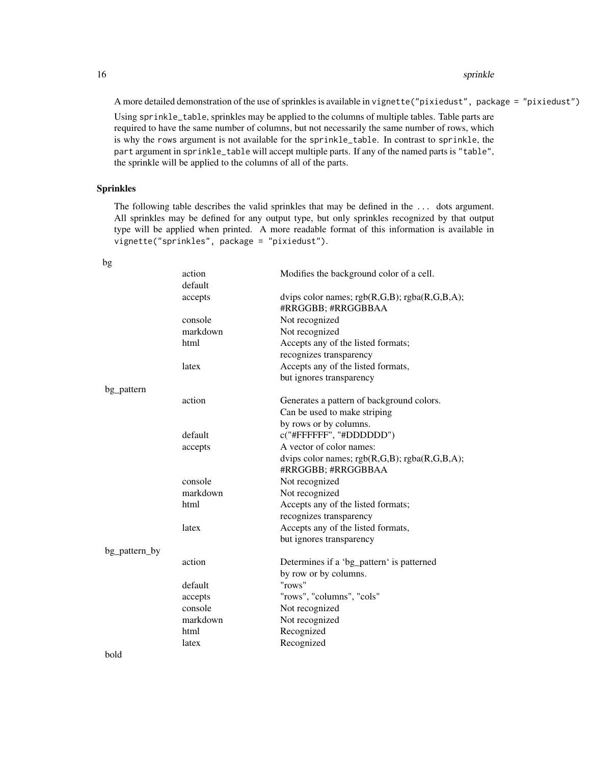A more detailed demonstration of the use of sprinkles is available in `vignette("pixiedust", package = "pixiedust")`

Using `sprinkle_table`, sprinkles may be applied to the columns of multiple tables. Table parts are required to have the same number of columns, but not necessarily the same number of rows, which is why the `rows` argument is not available for the `sprinkle_table`. In contrast to `sprinkle`, the `part` argument in `sprinkle_table` will accept multiple parts. If any of the named parts is `"table"`, the sprinkle will be applied to the columns of all of the parts.

## Sprinkles

The following table describes the valid sprinkles that may be defined in the `...` dots argument. All sprinkles may be defined for any output type, but only sprinkles recognized by that output type will be applied when printed. A more readable format of this information is available in `vignette("sprinkles", package = "pixiedust")`.

| | | |
|---|---|---|
| bg | | |
| | action | Modifies the background color of a cell. |
| | default | |
| | accepts | dvips color names; rgb(R,G,B); rgba(R,G,B,A); #RRGGBB; #RRGGBBAA |
| | console | Not recognized |
| | markdown | Not recognized |
| | html | Accepts any of the listed formats; recognizes transparency |
| | latex | Accepts any of the listed formats, but ignores transparency |
| bg_pattern | | |
| | action | Generates a pattern of background colors. Can be used to make striping by rows or by columns. |
| | default | c("#FFFFFF", "#DDDDDD") |
| | accepts | A vector of color names: dvips color names; rgb(R,G,B); rgba(R,G,B,A); #RRGGBB; #RRGGBBAA |
| | console | Not recognized |
| | markdown | Not recognized |
| | html | Accepts any of the listed formats; recognizes transparency |
| | latex | Accepts any of the listed formats, but ignores transparency |
| bg_pattern_by | | |
| | action | Determines if a 'bg_pattern' is patterned by row or by columns. |
| | default | "rows" |
| | accepts | "rows", "columns", "cols" |
| | console | Not recognized |
| | markdown | Not recognized |
| | html | Recognized |
| | latex | Recognized |
| bold | | |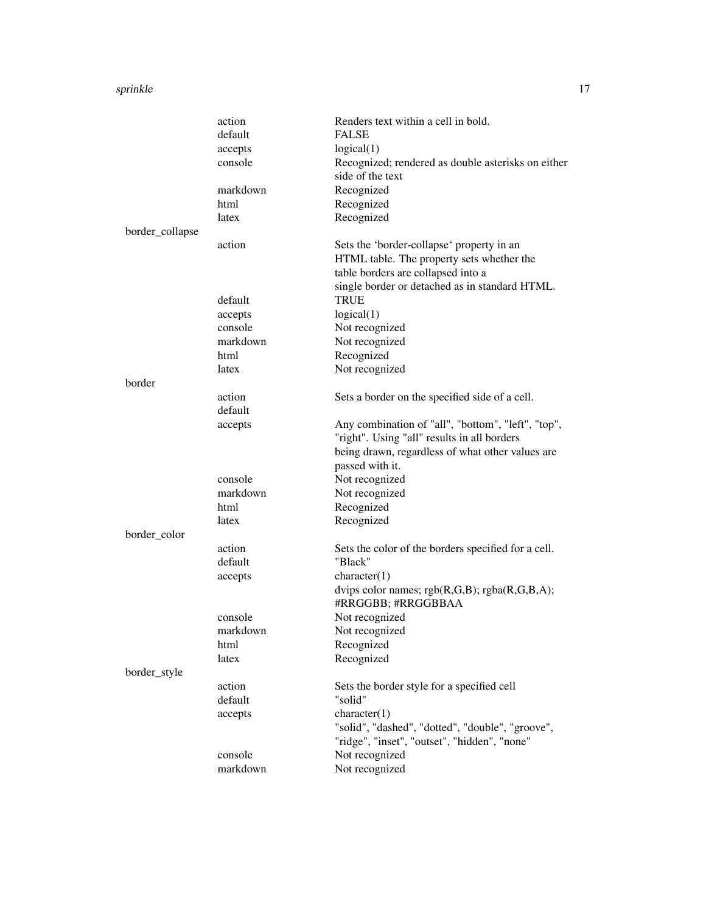| | | |
|---|---|---|
| | action | Renders text within a cell in bold. |
| | default | FALSE |
| | accepts | logical(1) |
| | console | Recognized; rendered as double asterisks on either side of the text |
| | markdown | Recognized |
| | html | Recognized |
| | latex | Recognized |
| border_collapse | | |
| | action | Sets the ‘border-collapse‘ property in an HTML table. The property sets whether the table borders are collapsed into a single border or detached as in standard HTML. |
| | default | TRUE |
| | accepts | logical(1) |
| | console | Not recognized |
| | markdown | Not recognized |
| | html | Recognized |
| | latex | Not recognized |
| border | | |
| | action | Sets a border on the specified side of a cell. |
| | default | |
| | accepts | Any combination of "all", "bottom", "left", "top", "right". Using "all" results in all borders being drawn, regardless of what other values are passed with it. |
| | console | Not recognized |
| | markdown | Not recognized |
| | html | Recognized |
| | latex | Recognized |
| border_color | | |
| | action | Sets the color of the borders specified for a cell. |
| | default | "Black" |
| | accepts | character(1) dvips color names; rgb(R,G,B); rgba(R,G,B,A); #RRGGBB; #RRGGBBAA |
| | console | Not recognized |
| | markdown | Not recognized |
| | html | Recognized |
| | latex | Recognized |
| border_style | | |
| | action | Sets the border style for a specified cell |
| | default | "solid" |
| | accepts | character(1) "solid", "dashed", "dotted", "double", "groove", "ridge", "inset", "outset", "hidden", "none" |
| | console | Not recognized |
| | markdown | Not recognized |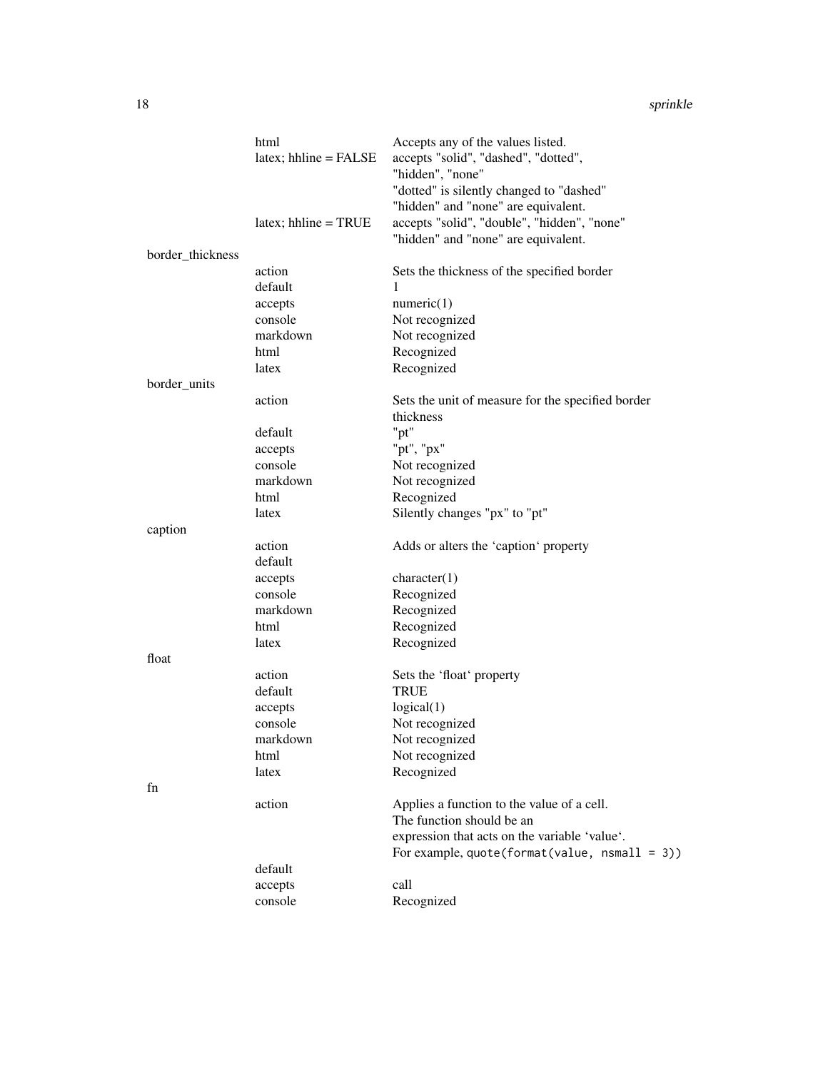| | | |
|---|---|---|
| | html | Accepts any of the values listed. |
| | latex; hhline = FALSE | accepts "solid", "dashed", "dotted", "hidden", "none"<br>"dotted" is silently changed to "dashed"<br>"hidden" and "none" are equivalent. |
| | latex; hhline = TRUE | accepts "solid", "double", "hidden", "none"<br>"hidden" and "none" are equivalent. |
| border_thickness | | |
| | action | Sets the thickness of the specified border |
| | default | 1 |
| | accepts | numeric(1) |
| | console | Not recognized |
| | markdown | Not recognized |
| | html | Recognized |
| | latex | Recognized |
| border_units | | |
| | action | Sets the unit of measure for the specified border thickness |
| | default | "pt" |
| | accepts | "pt", "px" |
| | console | Not recognized |
| | markdown | Not recognized |
| | html | Recognized |
| | latex | Silently changes "px" to "pt" |
| caption | | |
| | action | Adds or alters the 'caption' property |
| | default | |
| | accepts | character(1) |
| | console | Recognized |
| | markdown | Recognized |
| | html | Recognized |
| | latex | Recognized |
| float | | |
| | action | Sets the 'float' property |
| | default | TRUE |
| | accepts | logical(1) |
| | console | Not recognized |
| | markdown | Not recognized |
| | html | Not recognized |
| | latex | Recognized |
| fn | | |
| | action | Applies a function to the value of a cell.<br>The function should be an<br>expression that acts on the variable 'value'.<br>For example, `quote(format(value, nsmall = 3))` |
| | default | |
| | accepts | call |
| | console | Recognized |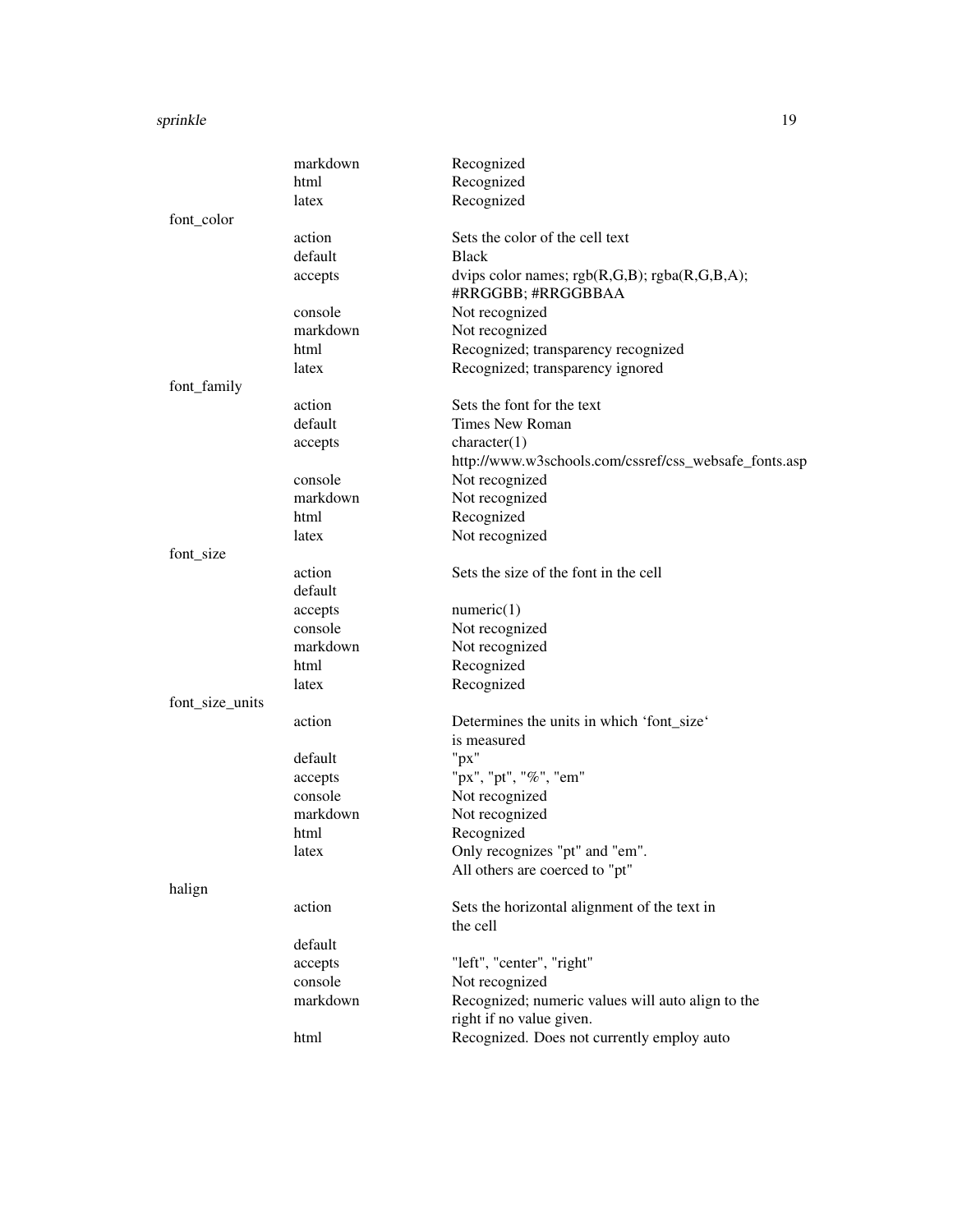| | | |
|---|---|---|
| | markdown | Recognized |
| | html | Recognized |
| | latex | Recognized |
| font_color | | |
| | action | Sets the color of the cell text |
| | default | Black |
| | accepts | dvips color names; rgb(R,G,B); rgba(R,G,B,A); #RRGGBB; #RRGGBBAA |
| | console | Not recognized |
| | markdown | Not recognized |
| | html | Recognized; transparency recognized |
| | latex | Recognized; transparency ignored |
| font_family | | |
| | action | Sets the font for the text |
| | default | Times New Roman |
| | accepts | character(1) http://www.w3schools.com/cssref/css_websafe_fonts.asp |
| | console | Not recognized |
| | markdown | Not recognized |
| | html | Recognized |
| | latex | Not recognized |
| font_size | | |
| | action | Sets the size of the font in the cell |
| | default | |
| | accepts | numeric(1) |
| | console | Not recognized |
| | markdown | Not recognized |
| | html | Recognized |
| | latex | Recognized |
| font_size_units | | |
| | action | Determines the units in which 'font_size' is measured |
| | default | "px" |
| | accepts | "px", "pt", "%", "em" |
| | console | Not recognized |
| | markdown | Not recognized |
| | html | Recognized |
| | latex | Only recognizes "pt" and "em". All others are coerced to "pt" |
| halign | | |
| | action | Sets the horizontal alignment of the text in the cell |
| | default | |
| | accepts | "left", "center", "right" |
| | console | Not recognized |
| | markdown | Recognized; numeric values will auto align to the right if no value given. |
| | html | Recognized. Does not currently employ auto |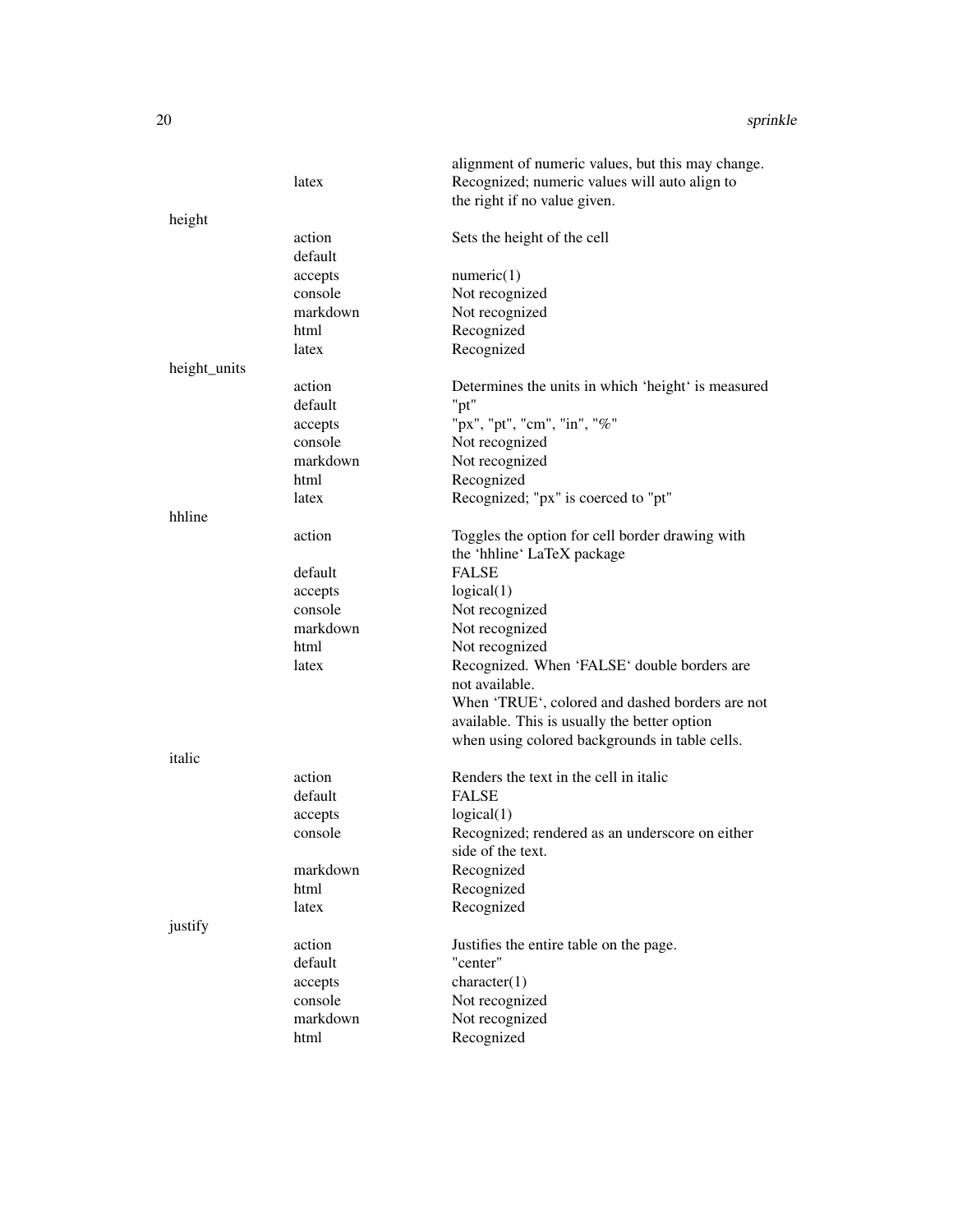| | | |
|---|---|---|
| | | alignment of numeric values, but this may change. |
| | latex | Recognized; numeric values will auto align to the right if no value given. |
| height | | |
| | action | Sets the height of the cell |
| | default | |
| | accepts | numeric(1) |
| | console | Not recognized |
| | markdown | Not recognized |
| | html | Recognized |
| | latex | Recognized |
| height_units | | |
| | action | Determines the units in which 'height' is measured |
| | default | "pt" |
| | accepts | "px", "pt", "cm", "in", "%" |
| | console | Not recognized |
| | markdown | Not recognized |
| | html | Recognized |
| | latex | Recognized; "px" is coerced to "pt" |
| hhline | | |
| | action | Toggles the option for cell border drawing with the 'hhline' LaTeX package |
| | default | FALSE |
| | accepts | logical(1) |
| | console | Not recognized |
| | markdown | Not recognized |
| | html | Not recognized |
| | latex | Recognized. When 'FALSE' double borders are not available. When 'TRUE', colored and dashed borders are not available. This is usually the better option when using colored backgrounds in table cells. |
| italic | | |
| | action | Renders the text in the cell in italic |
| | default | FALSE |
| | accepts | logical(1) |
| | console | Recognized; rendered as an underscore on either side of the text. |
| | markdown | Recognized |
| | html | Recognized |
| | latex | Recognized |
| justify | | |
| | action | Justifies the entire table on the page. |
| | default | "center" |
| | accepts | character(1) |
| | console | Not recognized |
| | markdown | Not recognized |
| | html | Recognized |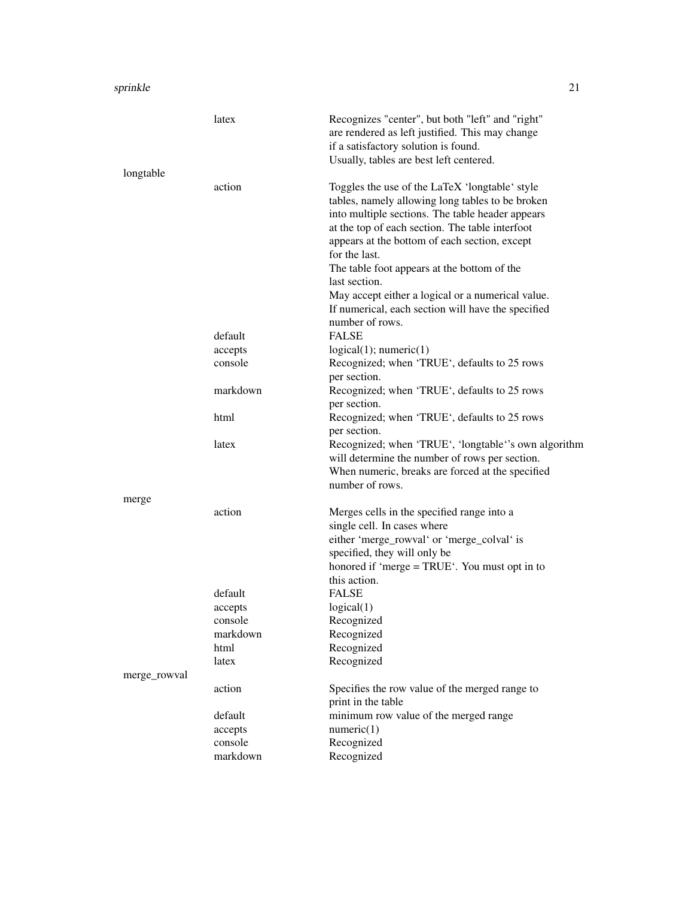| | | |
|---|---|---|
| | latex | Recognizes "center", but both "left" and "right" are rendered as left justified. This may change if a satisfactory solution is found. Usually, tables are best left centered. |
| longtable | | |
| | action | Toggles the use of the LaTeX 'longtable' style tables, namely allowing long tables to be broken into multiple sections. The table header appears at the top of each section. The table interfoot appears at the bottom of each section, except for the last. The table foot appears at the bottom of the last section. May accept either a logical or a numerical value. If numerical, each section will have the specified number of rows. |
| | default | FALSE |
| | accepts | logical(1); numeric(1) |
| | console | Recognized; when 'TRUE', defaults to 25 rows per section. |
| | markdown | Recognized; when 'TRUE', defaults to 25 rows per section. |
| | html | Recognized; when 'TRUE', defaults to 25 rows per section. |
| | latex | Recognized; when 'TRUE', 'longtable''s own algorithm will determine the number of rows per section. When numeric, breaks are forced at the specified number of rows. |
| merge | | |
| | action | Merges cells in the specified range into a single cell. In cases where either 'merge_rowval' or 'merge_colval' is specified, they will only be honored if 'merge = TRUE'. You must opt in to this action. |
| | default | FALSE |
| | accepts | logical(1) |
| | console | Recognized |
| | markdown | Recognized |
| | html | Recognized |
| | latex | Recognized |
| merge_rowval | | |
| | action | Specifies the row value of the merged range to print in the table |
| | default | minimum row value of the merged range |
| | accepts | numeric(1) |
| | console | Recognized |
| | markdown | Recognized |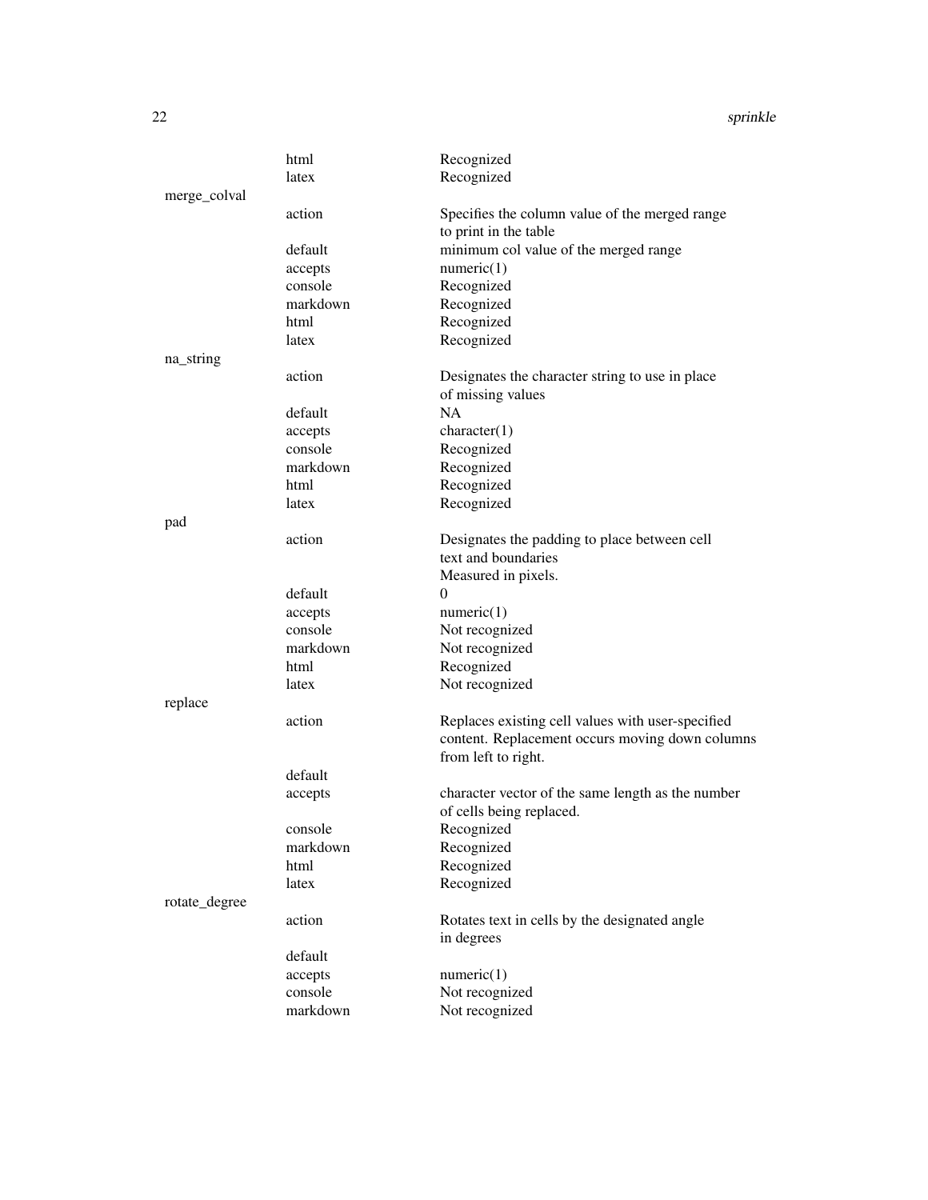| | | |
|---|---|---|
| | html | Recognized |
| | latex | Recognized |
| merge_colval | | |
| | action | Specifies the column value of the merged range to print in the table |
| | default | minimum col value of the merged range |
| | accepts | numeric(1) |
| | console | Recognized |
| | markdown | Recognized |
| | html | Recognized |
| | latex | Recognized |
| na_string | | |
| | action | Designates the character string to use in place of missing values |
| | default | NA |
| | accepts | character(1) |
| | console | Recognized |
| | markdown | Recognized |
| | html | Recognized |
| | latex | Recognized |
| pad | | |
| | action | Designates the padding to place between cell text and boundaries Measured in pixels. |
| | default | 0 |
| | accepts | numeric(1) |
| | console | Not recognized |
| | markdown | Not recognized |
| | html | Recognized |
| | latex | Not recognized |
| replace | | |
| | action | Replaces existing cell values with user-specified content. Replacement occurs moving down columns from left to right. |
| | default | |
| | accepts | character vector of the same length as the number of cells being replaced. |
| | console | Recognized |
| | markdown | Recognized |
| | html | Recognized |
| | latex | Recognized |
| rotate_degree | | |
| | action | Rotates text in cells by the designated angle in degrees |
| | default | |
| | accepts | numeric(1) |
| | console | Not recognized |
| | markdown | Not recognized |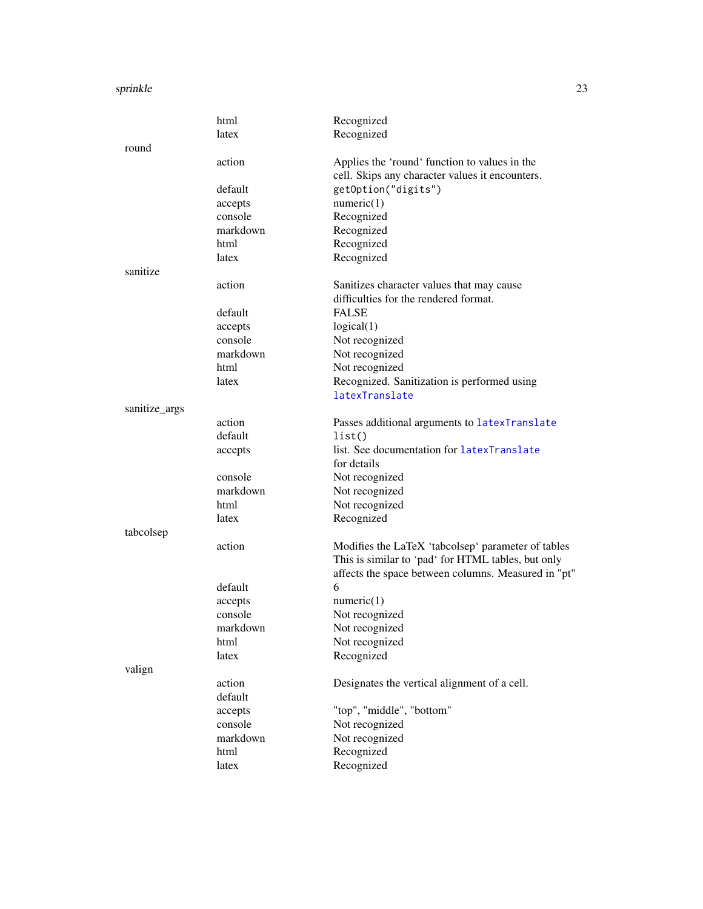| | | |
|---|---|---|
| | html | Recognized |
| | latex | Recognized |
| round | | |
| | action | Applies the 'round' function to values in the cell. Skips any character values it encounters. |
| | default | `getOption("digits")` |
| | accepts | numeric(1) |
| | console | Recognized |
| | markdown | Recognized |
| | html | Recognized |
| | latex | Recognized |
| sanitize | | |
| | action | Sanitizes character values that may cause difficulties for the rendered format. |
| | default | FALSE |
| | accepts | logical(1) |
| | console | Not recognized |
| | markdown | Not recognized |
| | html | Not recognized |
| | latex | Recognized. Sanitization is performed using `latexTranslate` |
| sanitize_args | | |
| | action | Passes additional arguments to `latexTranslate` |
| | default | `list()` |
| | accepts | list. See documentation for `latexTranslate` for details |
| | console | Not recognized |
| | markdown | Not recognized |
| | html | Not recognized |
| | latex | Recognized |
| tabcolsep | | |
| | action | Modifies the LaTeX 'tabcolsep' parameter of tables This is similar to 'pad' for HTML tables, but only affects the space between columns. Measured in "pt" |
| | default | 6 |
| | accepts | numeric(1) |
| | console | Not recognized |
| | markdown | Not recognized |
| | html | Not recognized |
| | latex | Recognized |
| valign | | |
| | action | Designates the vertical alignment of a cell. |
| | default | |
| | accepts | "top", "middle", "bottom" |
| | console | Not recognized |
| | markdown | Not recognized |
| | html | Recognized |
| | latex | Recognized |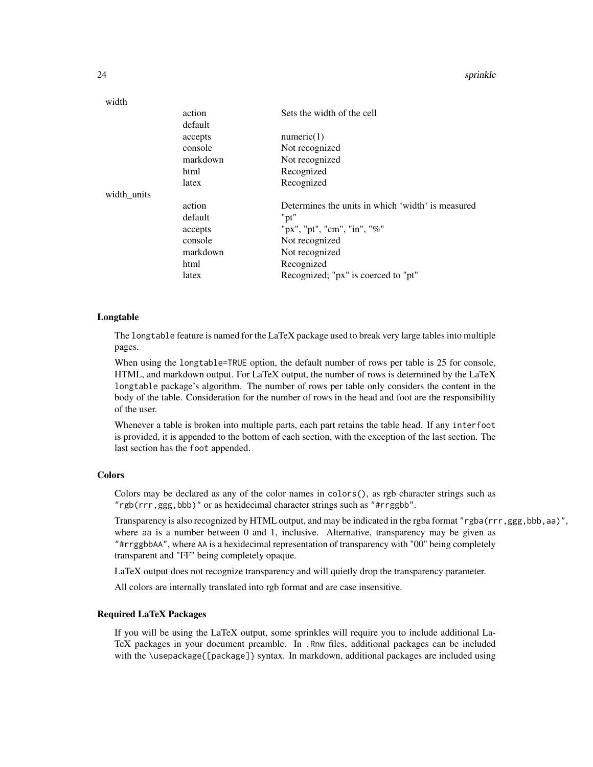| | | |
|---|---|---|
| width | | |
| | action | Sets the width of the cell |
| | default | |
| | accepts | numeric(1) |
| | console | Not recognized |
| | markdown | Not recognized |
| | html | Recognized |
| | latex | Recognized |
| width_units | | |
| | action | Determines the units in which `width` is measured |
| | default | "pt" |
| | accepts | "px", "pt", "cm", "in", "%" |
| | console | Not recognized |
| | markdown | Not recognized |
| | html | Recognized |
| | latex | Recognized; "px" is coerced to "pt" |

### Longtable

The `longtable` feature is named for the LaTeX package used to break very large tables into multiple pages.

When using the `longtable=TRUE` option, the default number of rows per table is 25 for console, HTML, and markdown output. For LaTeX output, the number of rows is determined by the LaTeX `longtable` package's algorithm. The number of rows per table only considers the content in the body of the table. Consideration for the number of rows in the head and foot are the responsibility of the user.

Whenever a table is broken into multiple parts, each part retains the table head. If any `interfoot` is provided, it is appended to the bottom of each section, with the exception of the last section. The last section has the `foot` appended.

### Colors

Colors may be declared as any of the color names in `colors()`, as rgb character strings such as `"rgb(rrr,ggg,bbb)"` or as hexidecimal character strings such as `"#rrggbb"`.

Transparency is also recognized by HTML output, and may be indicated in the rgba format `"rgba(rrr,ggg,bbb,aa)"`, where `aa` is a number between 0 and 1, inclusive. Alternative, transparency may be given as `"#rrggbbAA"`, where `AA` is a hexidecimal representation of transparency with "00" being completely transparent and "FF" being completely opaque.

LaTeX output does not recognize transparency and will quietly drop the transparency parameter.

All colors are internally translated into rgb format and are case insensitive.

### Required LaTeX Packages

If you will be using the LaTeX output, some sprinkles will require you to include additional LaTeX packages in your document preamble. In `.Rnw` files, additional packages can be included with the `\usepackage{[package]}` syntax. In markdown, additional packages are included using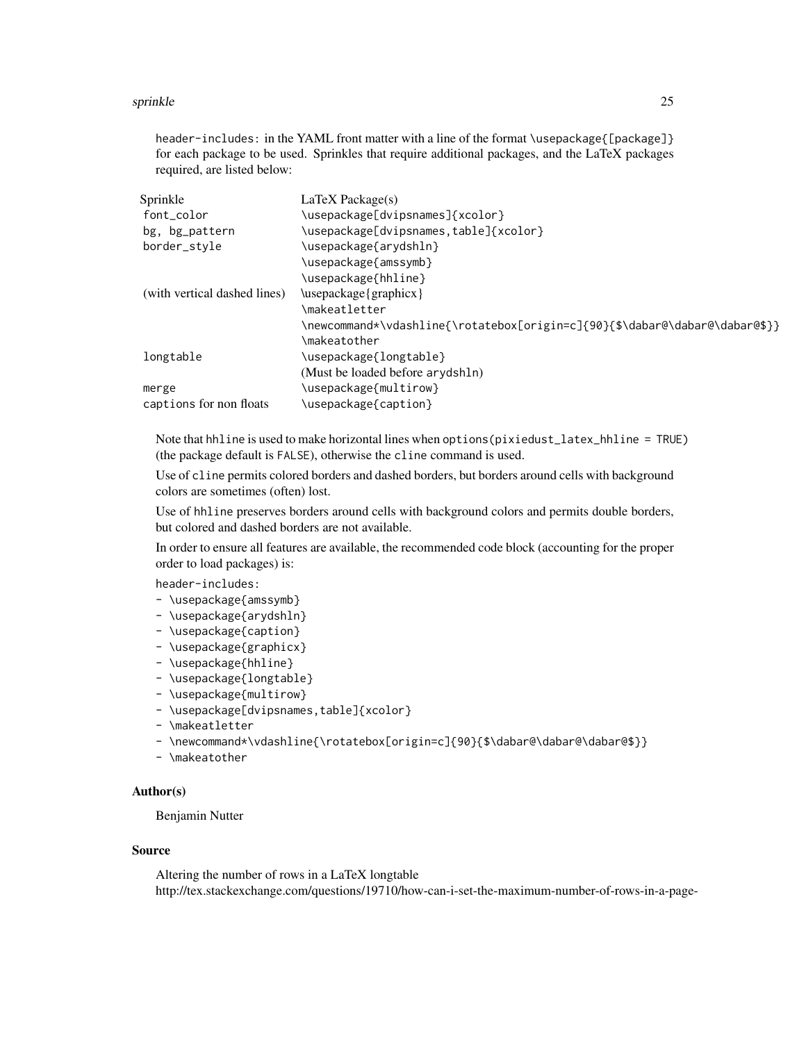`header-includes:` in the YAML front matter with a line of the format `\usepackage{[package]}` for each package to be used. Sprinkles that require additional packages, and the LaTeX packages required, are listed below:

| Sprinkle | LaTeX Package(s) |
|---|---|
| `font_color` | `\usepackage[dvipsnames]{xcolor}` |
| `bg, bg_pattern` | `\usepackage[dvipsnames,table]{xcolor}` |
| `border_style` | `\usepackage{arydshln}` |
| | `\usepackage{amssymb}` |
| | `\usepackage{hhline}` |
| (with vertical dashed lines) | \usepackage{graphicx} |
| | `\makeatletter` |
| | `\newcommand*\vdashline{\rotatebox[origin=c]{90}{$\dabar@\dabar@\dabar@$}}` |
| | `\makeatother` |
| `longtable` | `\usepackage{longtable}` |
| | (Must be loaded before `arydshln`) |
| `merge` | `\usepackage{multirow}` |
| captions for non floats | `\usepackage{caption}` |

Note that `hhline` is used to make horizontal lines when `options(pixiedust_latex_hhline = TRUE)` (the package default is `FALSE`), otherwise the `cline` command is used.

Use of `cline` permits colored borders and dashed borders, but borders around cells with background colors are sometimes (often) lost.

Use of `hhline` preserves borders around cells with background colors and permits double borders, but colored and dashed borders are not available.

In order to ensure all features are available, the recommended code block (accounting for the proper order to load packages) is:

```
header-includes:
- \usepackage{amssymb}
- \usepackage{arydshln}
- \usepackage{caption}
- \usepackage{graphicx}
- \usepackage{hhline}
- \usepackage{longtable}
- \usepackage{multirow}
- \usepackage[dvipsnames,table]{xcolor}
- \makeatletter
- \newcommand*\vdashline{\rotatebox[origin=c]{90}{$\dabar@\dabar@\dabar@$}}
- \makeatother
```

### Author(s)

Benjamin Nutter

### Source

Altering the number of rows in a LaTeX longtable
http://tex.stackexchange.com/questions/19710/how-can-i-set-the-maximum-number-of-rows-in-a-page-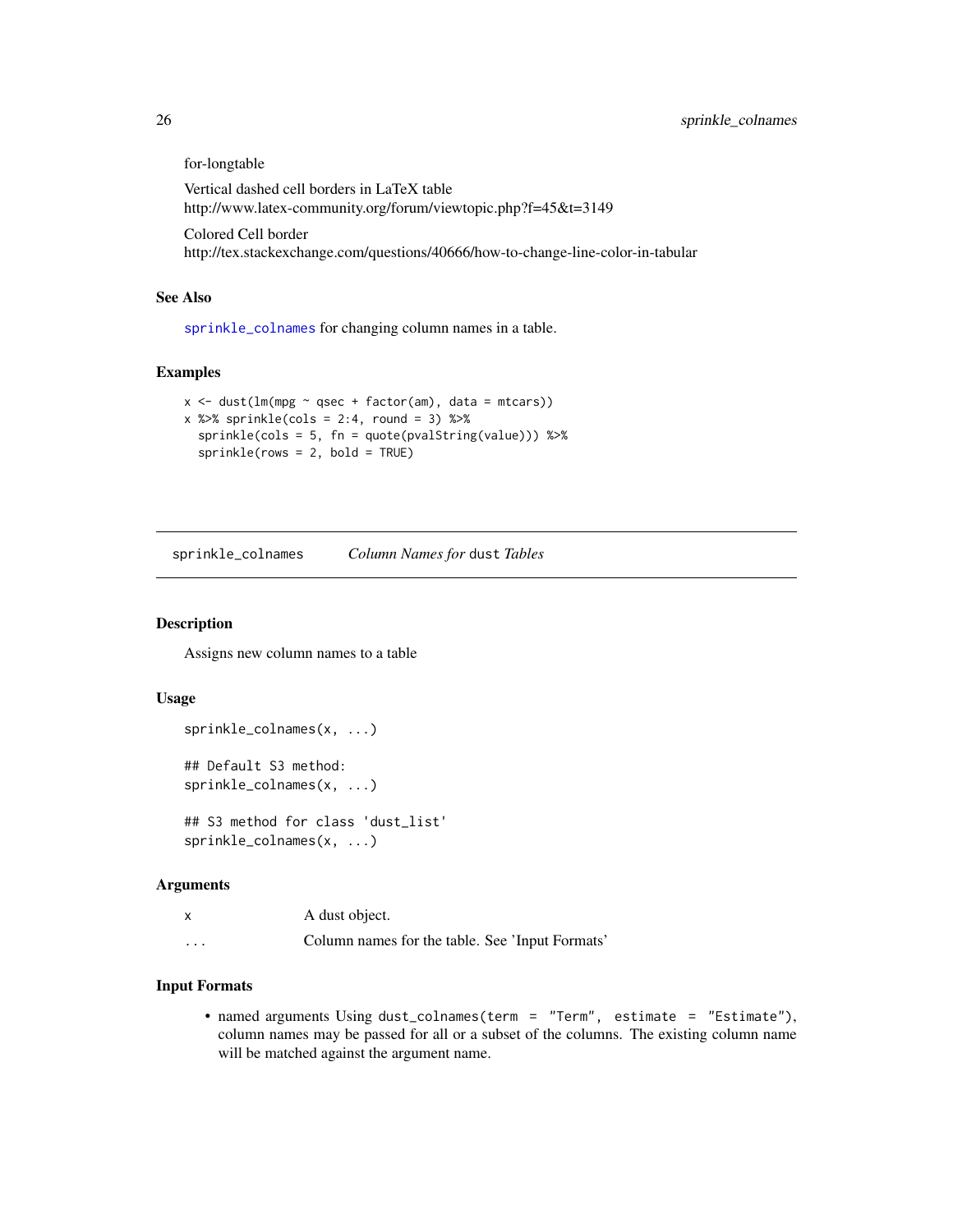for-longtable

Vertical dashed cell borders in LaTeX table
http://www.latex-community.org/forum/viewtopic.php?f=45&t=3149

Colored Cell border
http://tex.stackexchange.com/questions/40666/how-to-change-line-color-in-tabular

### See Also

`sprinkle_colnames` for changing column names in a table.

### Examples

```
x <- dust(lm(mpg ~ qsec + factor(am), data = mtcars))
x %>% sprinkle(cols = 2:4, round = 3) %>%
  sprinkle(cols = 5, fn = quote(pvalString(value))) %>%
  sprinkle(rows = 2, bold = TRUE)
```

---

## sprinkle_colnames    *Column Names for* `dust` *Tables*

---

### Description

Assigns new column names to a table

### Usage

```
sprinkle_colnames(x, ...)

## Default S3 method:
sprinkle_colnames(x, ...)

## S3 method for class 'dust_list'
sprinkle_colnames(x, ...)
```

### Arguments

| | |
|---|---|
| `x` | A dust object. |
| `...` | Column names for the table. See 'Input Formats' |

### Input Formats

- named arguments Using `dust_colnames(term = "Term", estimate = "Estimate")`, column names may be passed for all or a subset of the columns. The existing column name will be matched against the argument name.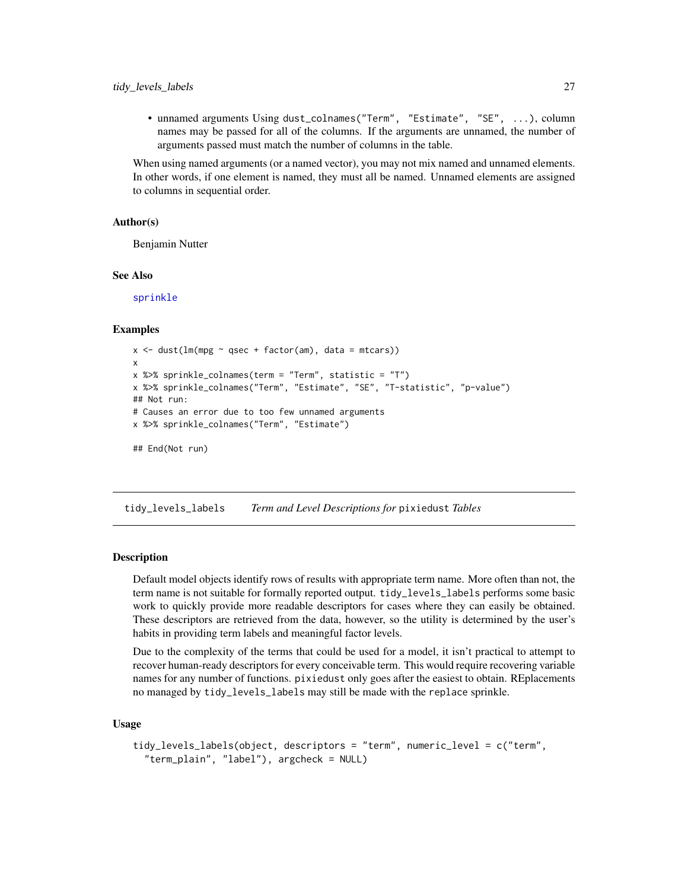- unnamed arguments Using `dust_colnames("Term", "Estimate", "SE", ...)`, column names may be passed for all of the columns. If the arguments are unnamed, the number of arguments passed must match the number of columns in the table.

When using named arguments (or a named vector), you may not mix named and unnamed elements. In other words, if one element is named, they must all be named. Unnamed elements are assigned to columns in sequential order.

### Author(s)

Benjamin Nutter

### See Also

sprinkle

### Examples

```
x <- dust(lm(mpg ~ qsec + factor(am), data = mtcars))
x
x %>% sprinkle_colnames(term = "Term", statistic = "T")
x %>% sprinkle_colnames("Term", "Estimate", "SE", "T-statistic", "p-value")
## Not run:
# Causes an error due to too few unnamed arguments
x %>% sprinkle_colnames("Term", "Estimate")

## End(Not run)
```

---

## tidy_levels_labels    *Term and Level Descriptions for* pixiedust *Tables*

### Description

Default model objects identify rows of results with appropriate term name. More often than not, the term name is not suitable for formally reported output. `tidy_levels_labels` performs some basic work to quickly provide more readable descriptors for cases where they can easily be obtained. These descriptors are retrieved from the data, however, so the utility is determined by the user's habits in providing term labels and meaningful factor levels.

Due to the complexity of the terms that could be used for a model, it isn't practical to attempt to recover human-ready descriptors for every conceivable term. This would require recovering variable names for any number of functions. `pixiedust` only goes after the easiest to obtain. REplacements no managed by `tidy_levels_labels` may still be made with the `replace` sprinkle.

### Usage

```
tidy_levels_labels(object, descriptors = "term", numeric_level = c("term",
  "term_plain", "label"), argcheck = NULL)
```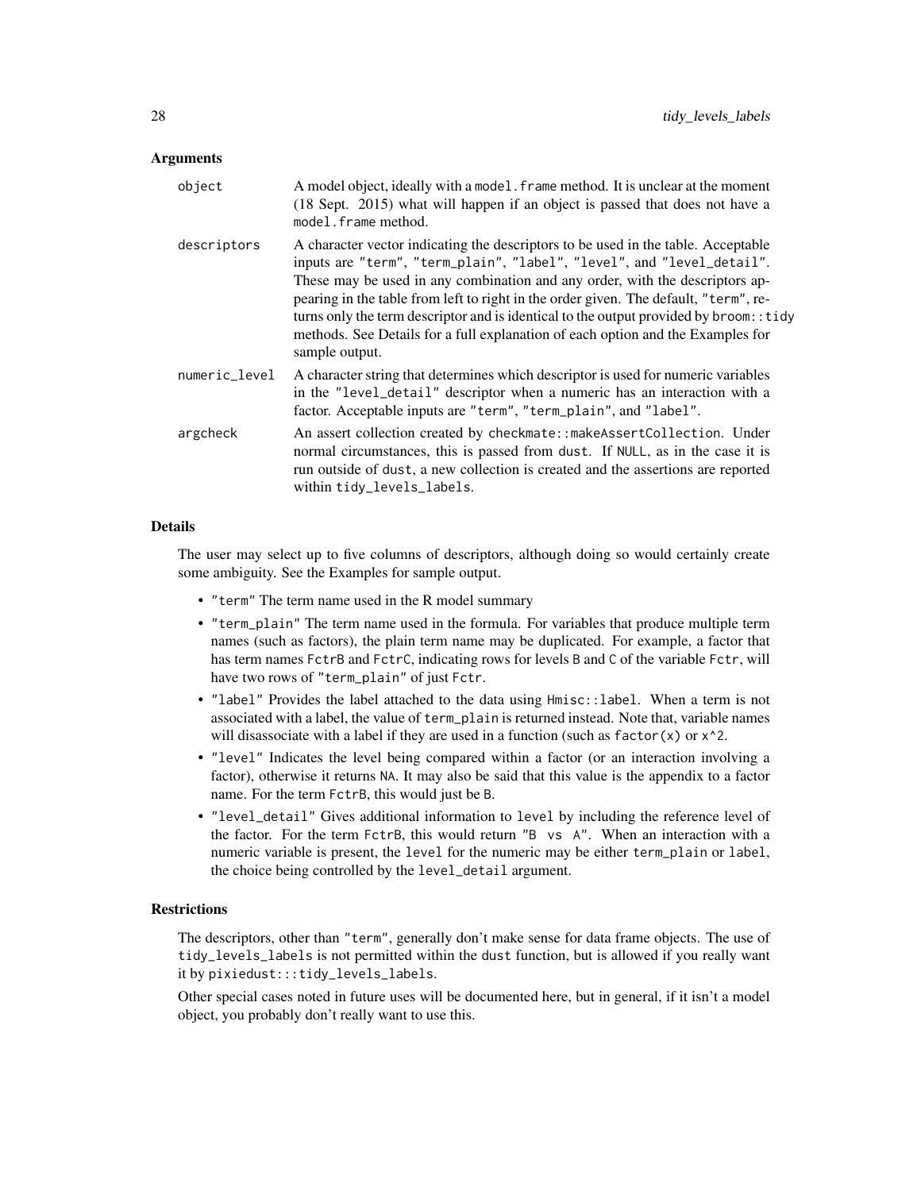### Arguments

| | |
|---|---|
| `object` | A model object, ideally with a `model.frame` method. It is unclear at the moment (18 Sept. 2015) what will happen if an object is passed that does not have a `model.frame` method. |
| `descriptors` | A character vector indicating the descriptors to be used in the table. Acceptable inputs are `"term"`, `"term_plain"`, `"label"`, `"level"`, and `"level_detail"`. These may be used in any combination and any order, with the descriptors appearing in the table from left to right in the order given. The default, `"term"`, returns only the term descriptor and is identical to the output provided by `broom::tidy` methods. See Details for a full explanation of each option and the Examples for sample output. |
| `numeric_level` | A character string that determines which descriptor is used for numeric variables in the `"level_detail"` descriptor when a numeric has an interaction with a factor. Acceptable inputs are `"term"`, `"term_plain"`, and `"label"`. |
| `argcheck` | An assert collection created by `checkmate::makeAssertCollection`. Under normal circumstances, this is passed from `dust`. If `NULL`, as in the case it is run outside of `dust`, a new collection is created and the assertions are reported within `tidy_levels_labels`. |

### Details

The user may select up to five columns of descriptors, although doing so would certainly create some ambiguity. See the Examples for sample output.

- `"term"` The term name used in the R model summary
- `"term_plain"` The term name used in the formula. For variables that produce multiple term names (such as factors), the plain term name may be duplicated. For example, a factor that has term names `FctrB` and `FctrC`, indicating rows for levels `B` and `C` of the variable `Fctr`, will have two rows of `"term_plain"` of just `Fctr`.
- `"label"` Provides the label attached to the data using `Hmisc::label`. When a term is not associated with a label, the value of `term_plain` is returned instead. Note that, variable names will disassociate with a label if they are used in a function (such as `factor(x)` or `x^2`.
- `"level"` Indicates the level being compared within a factor (or an interaction involving a factor), otherwise it returns `NA`. It may also be said that this value is the appendix to a factor name. For the term `FctrB`, this would just be `B`.
- `"level_detail"` Gives additional information to `level` by including the reference level of the factor. For the term `FctrB`, this would return `"B vs A"`. When an interaction with a numeric variable is present, the `level` for the numeric may be either `term_plain` or `label`, the choice being controlled by the `level_detail` argument.

### Restrictions

The descriptors, other than `"term"`, generally don't make sense for data frame objects. The use of `tidy_levels_labels` is not permitted within the `dust` function, but is allowed if you really want it by `pixiedust:::tidy_levels_labels`.

Other special cases noted in future uses will be documented here, but in general, if it isn't a model object, you probably don't really want to use this.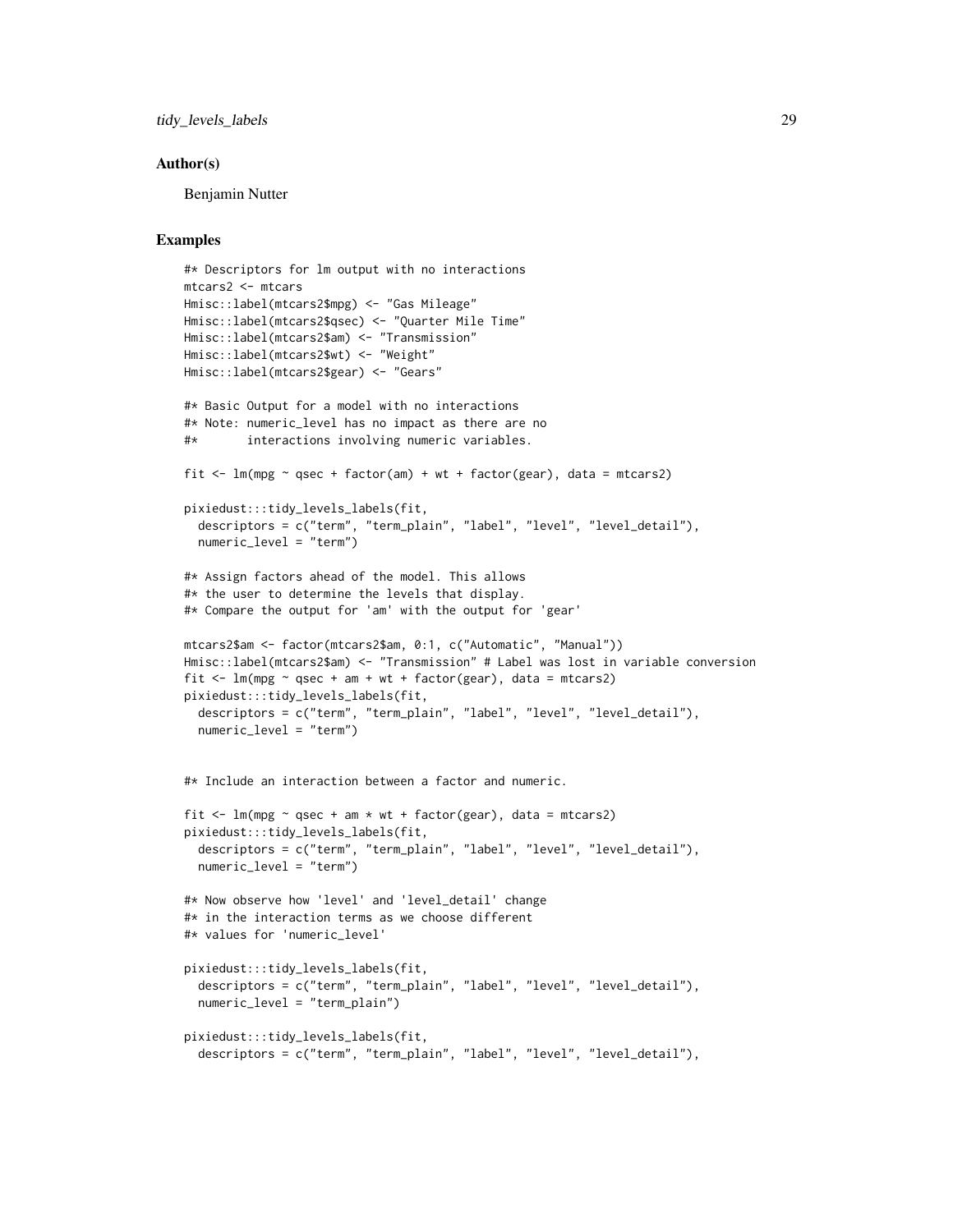## Author(s)

Benjamin Nutter

## Examples

```
#* Descriptors for lm output with no interactions
mtcars2 <- mtcars
Hmisc::label(mtcars2$mpg) <- "Gas Mileage"
Hmisc::label(mtcars2$qsec) <- "Quarter Mile Time"
Hmisc::label(mtcars2$am) <- "Transmission"
Hmisc::label(mtcars2$wt) <- "Weight"
Hmisc::label(mtcars2$gear) <- "Gears"

#* Basic Output for a model with no interactions
#* Note: numeric_level has no impact as there are no
#*       interactions involving numeric variables.

fit <- lm(mpg ~ qsec + factor(am) + wt + factor(gear), data = mtcars2)

pixiedust:::tidy_levels_labels(fit,
  descriptors = c("term", "term_plain", "label", "level", "level_detail"),
  numeric_level = "term")

#* Assign factors ahead of the model. This allows
#* the user to determine the levels that display.
#* Compare the output for 'am' with the output for 'gear'

mtcars2$am <- factor(mtcars2$am, 0:1, c("Automatic", "Manual"))
Hmisc::label(mtcars2$am) <- "Transmission" # Label was lost in variable conversion
fit <- lm(mpg ~ qsec + am + wt + factor(gear), data = mtcars2)
pixiedust:::tidy_levels_labels(fit,
  descriptors = c("term", "term_plain", "label", "level", "level_detail"),
  numeric_level = "term")


#* Include an interaction between a factor and numeric.

fit <- lm(mpg ~ qsec + am * wt + factor(gear), data = mtcars2)
pixiedust:::tidy_levels_labels(fit,
  descriptors = c("term", "term_plain", "label", "level", "level_detail"),
  numeric_level = "term")

#* Now observe how 'level' and 'level_detail' change
#* in the interaction terms as we choose different
#* values for 'numeric_level'

pixiedust:::tidy_levels_labels(fit,
  descriptors = c("term", "term_plain", "label", "level", "level_detail"),
  numeric_level = "term_plain")

pixiedust:::tidy_levels_labels(fit,
  descriptors = c("term", "term_plain", "label", "level", "level_detail"),
```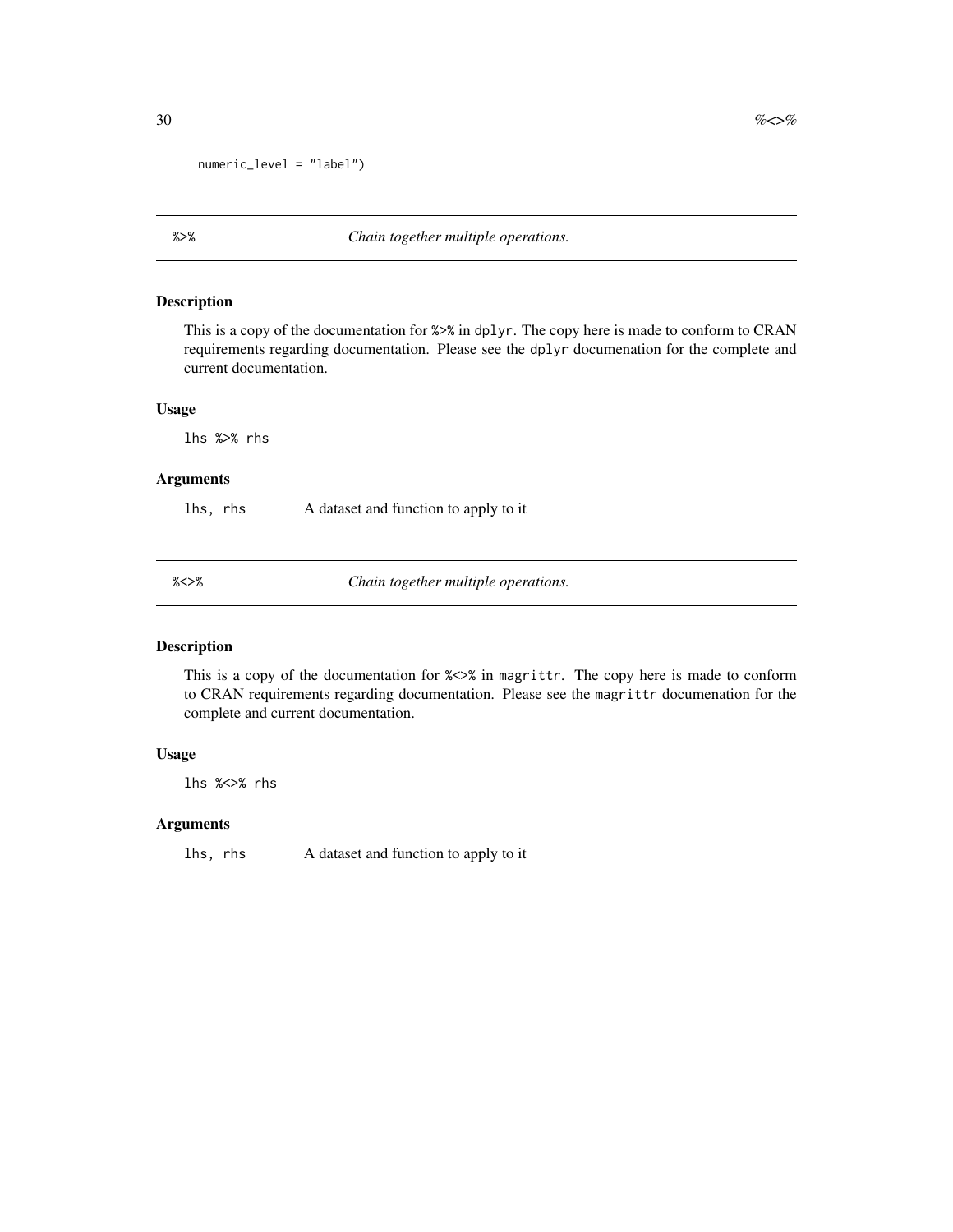```
    numeric_level = "label")
```

## %>% — *Chain together multiple operations.*

### Description

This is a copy of the documentation for `%>%` in `dplyr`. The copy here is made to conform to CRAN requirements regarding documentation. Please see the `dplyr` documenation for the complete and current documentation.

### Usage

```
lhs %>% rhs
```

### Arguments

| | |
|---|---|
| `lhs, rhs` | A dataset and function to apply to it |

## %<>% — *Chain together multiple operations.*

### Description

This is a copy of the documentation for `%<>%` in `magrittr`. The copy here is made to conform to CRAN requirements regarding documentation. Please see the `magrittr` documenation for the complete and current documentation.

### Usage

```
lhs %<>% rhs
```

### Arguments

| | |
|---|---|
| `lhs, rhs` | A dataset and function to apply to it |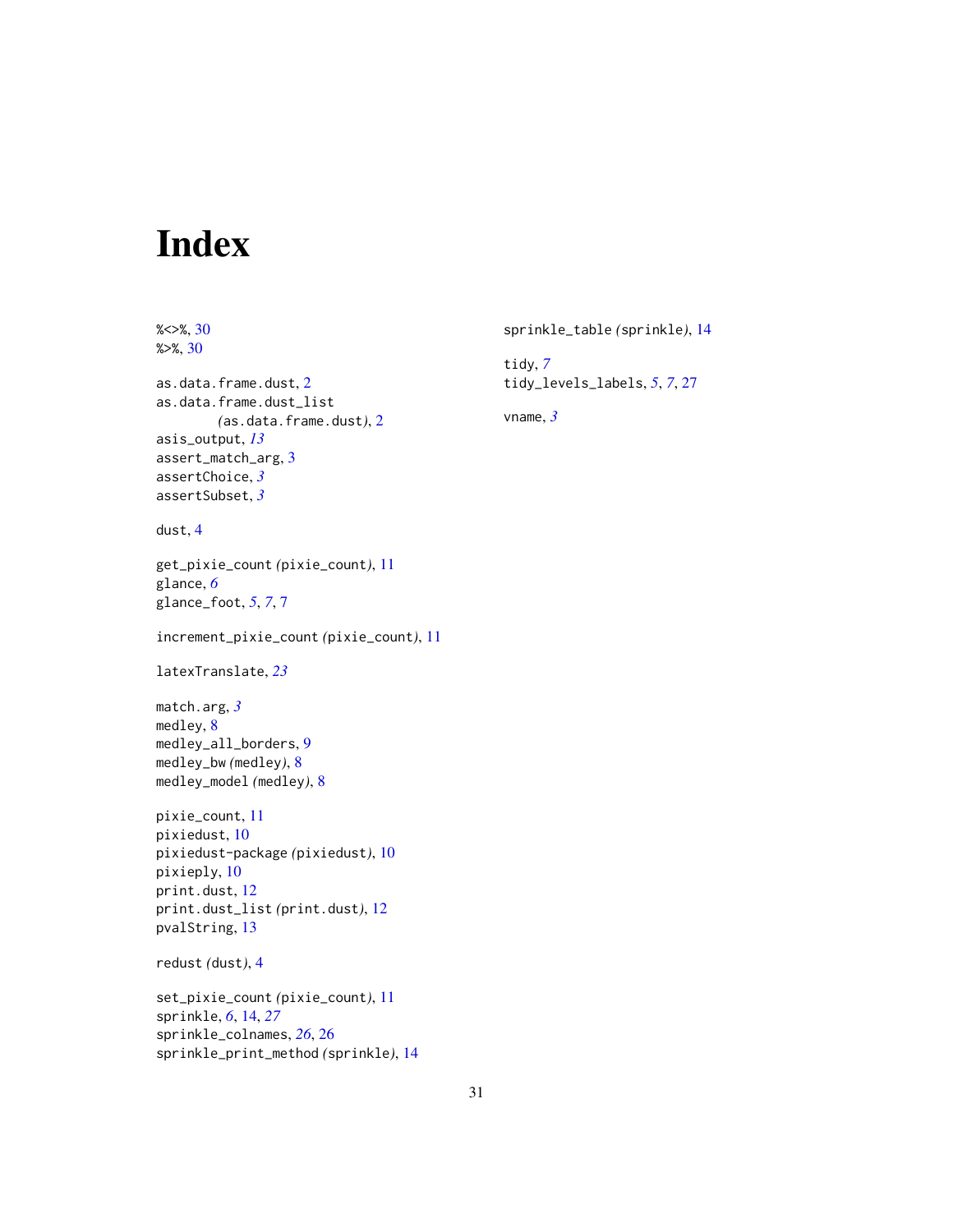# Index

%<>%, 30
%>%, 30

as.data.frame.dust, 2
as.data.frame.dust_list
        (as.data.frame.dust), 2
asis_output, *13*
assert_match_arg, 3
assertChoice, *3*
assertSubset, *3*

dust, 4

get_pixie_count (pixie_count), 11
glance, *6*
glance_foot, *5*, *7*, 7

increment_pixie_count (pixie_count), 11

latexTranslate, *23*

match.arg, *3*
medley, 8
medley_all_borders, 9
medley_bw (medley), 8
medley_model (medley), 8

pixie_count, 11
pixiedust, 10
pixiedust-package (pixiedust), 10
pixieply, 10
print.dust, 12
print.dust_list (print.dust), 12
pvalString, 13

redust (dust), 4

set_pixie_count (pixie_count), 11
sprinkle, *6*, 14, *27*
sprinkle_colnames, *26*, 26
sprinkle_print_method (sprinkle), 14
sprinkle_table (sprinkle), 14

tidy, *7*
tidy_levels_labels, *5*, *7*, 27

vname, *3*